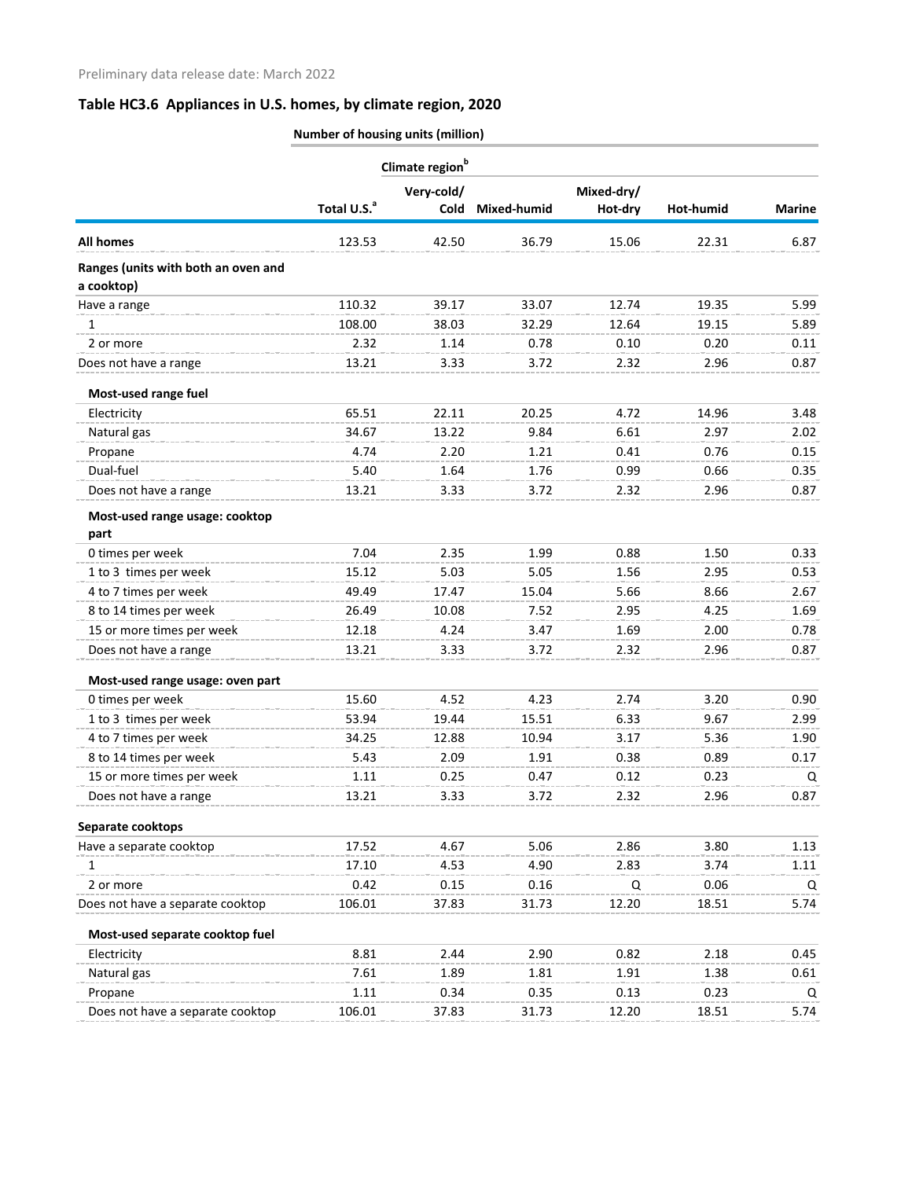Preliminary data release date: March 2022

## Table HC3.6 Appliances in U.S. homes, by climate region, 2020

| | Number of housing units (million) | | | | | |
|---|---|---|---|---|---|---|
| | | Climate region[b] | | | | |
| | Total U.S.[a] | Very-cold/ Cold | Mixed-humid | Mixed-dry/ Hot-dry | Hot-humid | Marine |
| **All homes** | 123.53 | 42.50 | 36.79 | 15.06 | 22.31 | 6.87 |
| **Ranges (units with both an oven and a cooktop)** | | | | | | |
| Have a range | 110.32 | 39.17 | 33.07 | 12.74 | 19.35 | 5.99 |
| 1 | 108.00 | 38.03 | 32.29 | 12.64 | 19.15 | 5.89 |
| 2 or more | 2.32 | 1.14 | 0.78 | 0.10 | 0.20 | 0.11 |
| Does not have a range | 13.21 | 3.33 | 3.72 | 2.32 | 2.96 | 0.87 |
| **Most-used range fuel** | | | | | | |
| Electricity | 65.51 | 22.11 | 20.25 | 4.72 | 14.96 | 3.48 |
| Natural gas | 34.67 | 13.22 | 9.84 | 6.61 | 2.97 | 2.02 |
| Propane | 4.74 | 2.20 | 1.21 | 0.41 | 0.76 | 0.15 |
| Dual-fuel | 5.40 | 1.64 | 1.76 | 0.99 | 0.66 | 0.35 |
| Does not have a range | 13.21 | 3.33 | 3.72 | 2.32 | 2.96 | 0.87 |
| **Most-used range usage: cooktop part** | | | | | | |
| 0 times per week | 7.04 | 2.35 | 1.99 | 0.88 | 1.50 | 0.33 |
| 1 to 3 times per week | 15.12 | 5.03 | 5.05 | 1.56 | 2.95 | 0.53 |
| 4 to 7 times per week | 49.49 | 17.47 | 15.04 | 5.66 | 8.66 | 2.67 |
| 8 to 14 times per week | 26.49 | 10.08 | 7.52 | 2.95 | 4.25 | 1.69 |
| 15 or more times per week | 12.18 | 4.24 | 3.47 | 1.69 | 2.00 | 0.78 |
| Does not have a range | 13.21 | 3.33 | 3.72 | 2.32 | 2.96 | 0.87 |
| **Most-used range usage: oven part** | | | | | | |
| 0 times per week | 15.60 | 4.52 | 4.23 | 2.74 | 3.20 | 0.90 |
| 1 to 3 times per week | 53.94 | 19.44 | 15.51 | 6.33 | 9.67 | 2.99 |
| 4 to 7 times per week | 34.25 | 12.88 | 10.94 | 3.17 | 5.36 | 1.90 |
| 8 to 14 times per week | 5.43 | 2.09 | 1.91 | 0.38 | 0.89 | 0.17 |
| 15 or more times per week | 1.11 | 0.25 | 0.47 | 0.12 | 0.23 | Q |
| Does not have a range | 13.21 | 3.33 | 3.72 | 2.32 | 2.96 | 0.87 |
| **Separate cooktops** | | | | | | |
| Have a separate cooktop | 17.52 | 4.67 | 5.06 | 2.86 | 3.80 | 1.13 |
| 1 | 17.10 | 4.53 | 4.90 | 2.83 | 3.74 | 1.11 |
| 2 or more | 0.42 | 0.15 | 0.16 | Q | 0.06 | Q |
| Does not have a separate cooktop | 106.01 | 37.83 | 31.73 | 12.20 | 18.51 | 5.74 |
| **Most-used separate cooktop fuel** | | | | | | |
| Electricity | 8.81 | 2.44 | 2.90 | 0.82 | 2.18 | 0.45 |
| Natural gas | 7.61 | 1.89 | 1.81 | 1.91 | 1.38 | 0.61 |
| Propane | 1.11 | 0.34 | 0.35 | 0.13 | 0.23 | Q |
| Does not have a separate cooktop | 106.01 | 37.83 | 31.73 | 12.20 | 18.51 | 5.74 |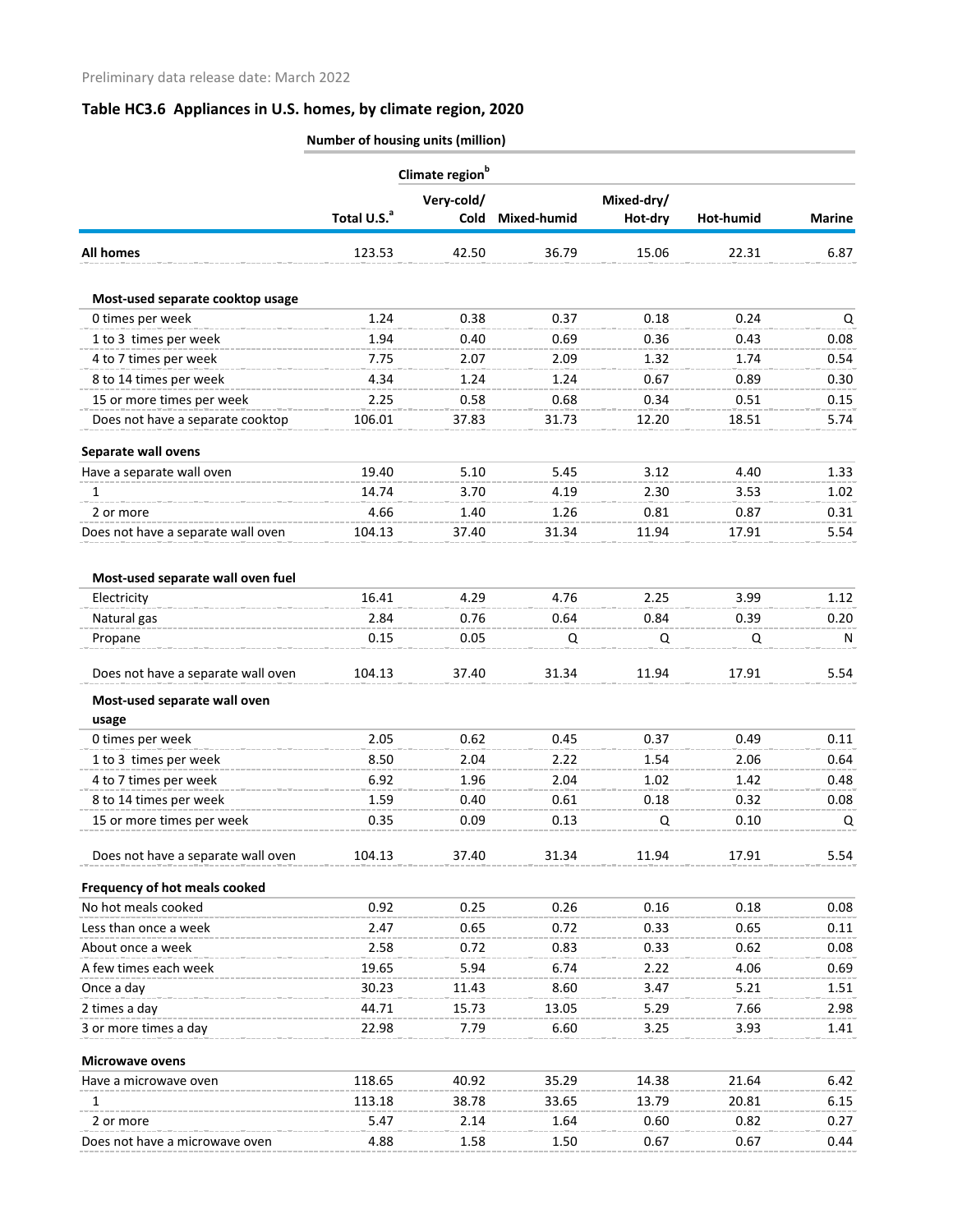Preliminary data release date: March 2022

## Table HC3.6 Appliances in U.S. homes, by climate region, 2020

| | Number of housing units (million) | | | | | |
|---|---|---|---|---|---|---|
| | | Climate region[b] | | | | |
| | Total U.S.[a] | Very-cold/ Cold | Mixed-humid | Mixed-dry/ Hot-dry | Hot-humid | Marine |
| **All homes** | 123.53 | 42.50 | 36.79 | 15.06 | 22.31 | 6.87 |
| **Most-used separate cooktop usage** | | | | | | |
| 0 times per week | 1.24 | 0.38 | 0.37 | 0.18 | 0.24 | Q |
| 1 to 3 times per week | 1.94 | 0.40 | 0.69 | 0.36 | 0.43 | 0.08 |
| 4 to 7 times per week | 7.75 | 2.07 | 2.09 | 1.32 | 1.74 | 0.54 |
| 8 to 14 times per week | 4.34 | 1.24 | 1.24 | 0.67 | 0.89 | 0.30 |
| 15 or more times per week | 2.25 | 0.58 | 0.68 | 0.34 | 0.51 | 0.15 |
| Does not have a separate cooktop | 106.01 | 37.83 | 31.73 | 12.20 | 18.51 | 5.74 |
| **Separate wall ovens** | | | | | | |
| Have a separate wall oven | 19.40 | 5.10 | 5.45 | 3.12 | 4.40 | 1.33 |
| 1 | 14.74 | 3.70 | 4.19 | 2.30 | 3.53 | 1.02 |
| 2 or more | 4.66 | 1.40 | 1.26 | 0.81 | 0.87 | 0.31 |
| Does not have a separate wall oven | 104.13 | 37.40 | 31.34 | 11.94 | 17.91 | 5.54 |
| **Most-used separate wall oven fuel** | | | | | | |
| Electricity | 16.41 | 4.29 | 4.76 | 2.25 | 3.99 | 1.12 |
| Natural gas | 2.84 | 0.76 | 0.64 | 0.84 | 0.39 | 0.20 |
| Propane | 0.15 | 0.05 | Q | Q | Q | N |
| Does not have a separate wall oven | 104.13 | 37.40 | 31.34 | 11.94 | 17.91 | 5.54 |
| **Most-used separate wall oven usage** | | | | | | |
| 0 times per week | 2.05 | 0.62 | 0.45 | 0.37 | 0.49 | 0.11 |
| 1 to 3 times per week | 8.50 | 2.04 | 2.22 | 1.54 | 2.06 | 0.64 |
| 4 to 7 times per week | 6.92 | 1.96 | 2.04 | 1.02 | 1.42 | 0.48 |
| 8 to 14 times per week | 1.59 | 0.40 | 0.61 | 0.18 | 0.32 | 0.08 |
| 15 or more times per week | 0.35 | 0.09 | 0.13 | Q | 0.10 | Q |
| Does not have a separate wall oven | 104.13 | 37.40 | 31.34 | 11.94 | 17.91 | 5.54 |
| **Frequency of hot meals cooked** | | | | | | |
| No hot meals cooked | 0.92 | 0.25 | 0.26 | 0.16 | 0.18 | 0.08 |
| Less than once a week | 2.47 | 0.65 | 0.72 | 0.33 | 0.65 | 0.11 |
| About once a week | 2.58 | 0.72 | 0.83 | 0.33 | 0.62 | 0.08 |
| A few times each week | 19.65 | 5.94 | 6.74 | 2.22 | 4.06 | 0.69 |
| Once a day | 30.23 | 11.43 | 8.60 | 3.47 | 5.21 | 1.51 |
| 2 times a day | 44.71 | 15.73 | 13.05 | 5.29 | 7.66 | 2.98 |
| 3 or more times a day | 22.98 | 7.79 | 6.60 | 3.25 | 3.93 | 1.41 |
| **Microwave ovens** | | | | | | |
| Have a microwave oven | 118.65 | 40.92 | 35.29 | 14.38 | 21.64 | 6.42 |
| 1 | 113.18 | 38.78 | 33.65 | 13.79 | 20.81 | 6.15 |
| 2 or more | 5.47 | 2.14 | 1.64 | 0.60 | 0.82 | 0.27 |
| Does not have a microwave oven | 4.88 | 1.58 | 1.50 | 0.67 | 0.67 | 0.44 |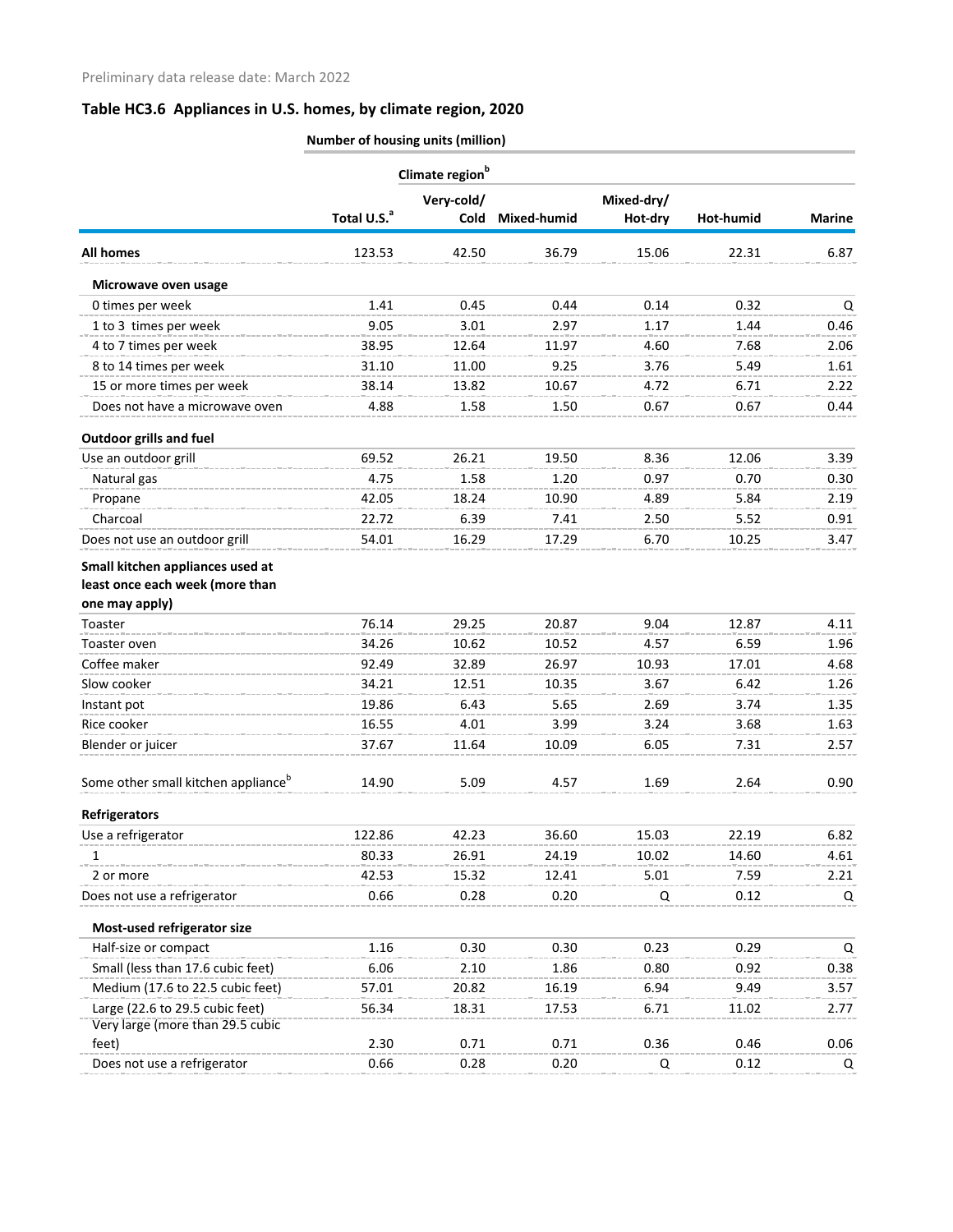Preliminary data release date: March 2022

## Table HC3.6 Appliances in U.S. homes, by climate region, 2020

| | Number of housing units (million) | | | | | |
|---|---|---|---|---|---|---|
| | | Climate region[b] | | | | |
| | Total U.S.[a] | Very-cold/ Cold | Mixed-humid | Mixed-dry/ Hot-dry | Hot-humid | Marine |
| **All homes** | 123.53 | 42.50 | 36.79 | 15.06 | 22.31 | 6.87 |
| **Microwave oven usage** | | | | | | |
| 0 times per week | 1.41 | 0.45 | 0.44 | 0.14 | 0.32 | Q |
| 1 to 3 times per week | 9.05 | 3.01 | 2.97 | 1.17 | 1.44 | 0.46 |
| 4 to 7 times per week | 38.95 | 12.64 | 11.97 | 4.60 | 7.68 | 2.06 |
| 8 to 14 times per week | 31.10 | 11.00 | 9.25 | 3.76 | 5.49 | 1.61 |
| 15 or more times per week | 38.14 | 13.82 | 10.67 | 4.72 | 6.71 | 2.22 |
| Does not have a microwave oven | 4.88 | 1.58 | 1.50 | 0.67 | 0.67 | 0.44 |
| **Outdoor grills and fuel** | | | | | | |
| Use an outdoor grill | 69.52 | 26.21 | 19.50 | 8.36 | 12.06 | 3.39 |
| Natural gas | 4.75 | 1.58 | 1.20 | 0.97 | 0.70 | 0.30 |
| Propane | 42.05 | 18.24 | 10.90 | 4.89 | 5.84 | 2.19 |
| Charcoal | 22.72 | 6.39 | 7.41 | 2.50 | 5.52 | 0.91 |
| Does not use an outdoor grill | 54.01 | 16.29 | 17.29 | 6.70 | 10.25 | 3.47 |
| **Small kitchen appliances used at least once each week (more than one may apply)** | | | | | | |
| Toaster | 76.14 | 29.25 | 20.87 | 9.04 | 12.87 | 4.11 |
| Toaster oven | 34.26 | 10.62 | 10.52 | 4.57 | 6.59 | 1.96 |
| Coffee maker | 92.49 | 32.89 | 26.97 | 10.93 | 17.01 | 4.68 |
| Slow cooker | 34.21 | 12.51 | 10.35 | 3.67 | 6.42 | 1.26 |
| Instant pot | 19.86 | 6.43 | 5.65 | 2.69 | 3.74 | 1.35 |
| Rice cooker | 16.55 | 4.01 | 3.99 | 3.24 | 3.68 | 1.63 |
| Blender or juicer | 37.67 | 11.64 | 10.09 | 6.05 | 7.31 | 2.57 |
| Some other small kitchen appliance[b] | 14.90 | 5.09 | 4.57 | 1.69 | 2.64 | 0.90 |
| **Refrigerators** | | | | | | |
| Use a refrigerator | 122.86 | 42.23 | 36.60 | 15.03 | 22.19 | 6.82 |
| 1 | 80.33 | 26.91 | 24.19 | 10.02 | 14.60 | 4.61 |
| 2 or more | 42.53 | 15.32 | 12.41 | 5.01 | 7.59 | 2.21 |
| Does not use a refrigerator | 0.66 | 0.28 | 0.20 | Q | 0.12 | Q |
| **Most-used refrigerator size** | | | | | | |
| Half-size or compact | 1.16 | 0.30 | 0.30 | 0.23 | 0.29 | Q |
| Small (less than 17.6 cubic feet) | 6.06 | 2.10 | 1.86 | 0.80 | 0.92 | 0.38 |
| Medium (17.6 to 22.5 cubic feet) | 57.01 | 20.82 | 16.19 | 6.94 | 9.49 | 3.57 |
| Large (22.6 to 29.5 cubic feet) | 56.34 | 18.31 | 17.53 | 6.71 | 11.02 | 2.77 |
| Very large (more than 29.5 cubic feet) | 2.30 | 0.71 | 0.71 | 0.36 | 0.46 | 0.06 |
| Does not use a refrigerator | 0.66 | 0.28 | 0.20 | Q | 0.12 | Q |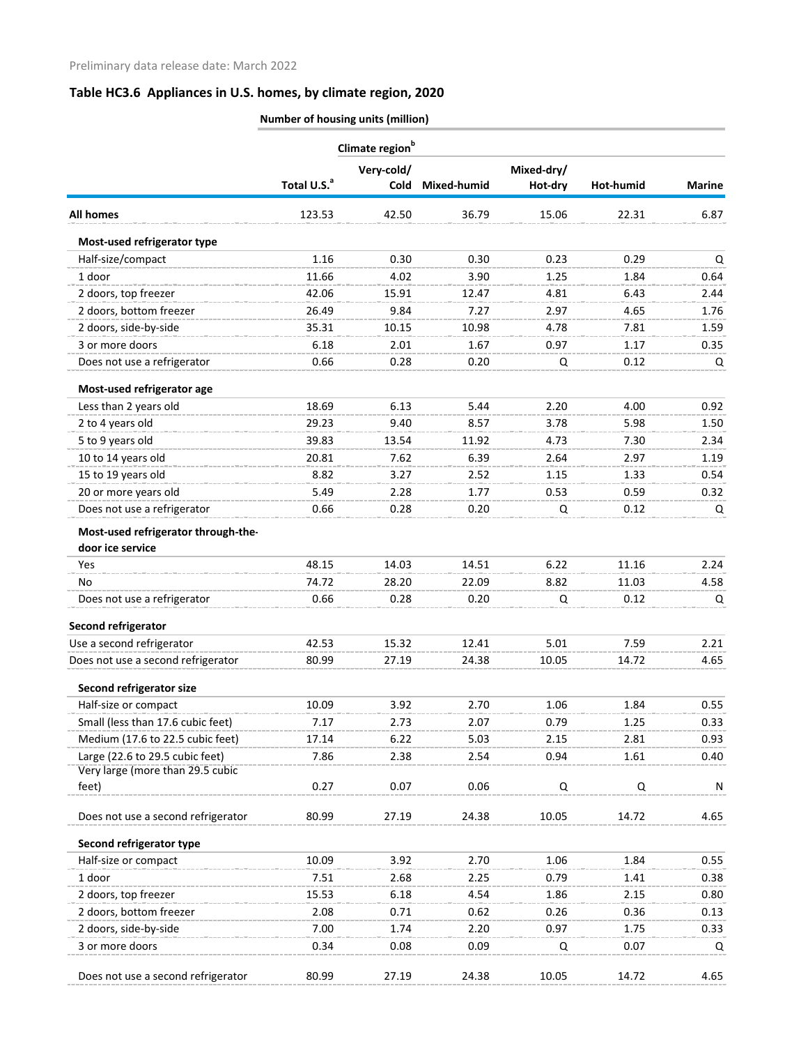Preliminary data release date: March 2022

## Table HC3.6 Appliances in U.S. homes, by climate region, 2020

| | Number of housing units (million) | | | | | |
|---|---|---|---|---|---|---|
| | | Climate region[b] | | | | |
| | Total U.S.[a] | Very-cold/ Cold | Mixed-humid | Mixed-dry/ Hot-dry | Hot-humid | Marine |
| **All homes** | 123.53 | 42.50 | 36.79 | 15.06 | 22.31 | 6.87 |
| **Most-used refrigerator type** | | | | | | |
| Half-size/compact | 1.16 | 0.30 | 0.30 | 0.23 | 0.29 | Q |
| 1 door | 11.66 | 4.02 | 3.90 | 1.25 | 1.84 | 0.64 |
| 2 doors, top freezer | 42.06 | 15.91 | 12.47 | 4.81 | 6.43 | 2.44 |
| 2 doors, bottom freezer | 26.49 | 9.84 | 7.27 | 2.97 | 4.65 | 1.76 |
| 2 doors, side-by-side | 35.31 | 10.15 | 10.98 | 4.78 | 7.81 | 1.59 |
| 3 or more doors | 6.18 | 2.01 | 1.67 | 0.97 | 1.17 | 0.35 |
| Does not use a refrigerator | 0.66 | 0.28 | 0.20 | Q | 0.12 | Q |
| **Most-used refrigerator age** | | | | | | |
| Less than 2 years old | 18.69 | 6.13 | 5.44 | 2.20 | 4.00 | 0.92 |
| 2 to 4 years old | 29.23 | 9.40 | 8.57 | 3.78 | 5.98 | 1.50 |
| 5 to 9 years old | 39.83 | 13.54 | 11.92 | 4.73 | 7.30 | 2.34 |
| 10 to 14 years old | 20.81 | 7.62 | 6.39 | 2.64 | 2.97 | 1.19 |
| 15 to 19 years old | 8.82 | 3.27 | 2.52 | 1.15 | 1.33 | 0.54 |
| 20 or more years old | 5.49 | 2.28 | 1.77 | 0.53 | 0.59 | 0.32 |
| Does not use a refrigerator | 0.66 | 0.28 | 0.20 | Q | 0.12 | Q |
| **Most-used refrigerator through-the-door ice service** | | | | | | |
| Yes | 48.15 | 14.03 | 14.51 | 6.22 | 11.16 | 2.24 |
| No | 74.72 | 28.20 | 22.09 | 8.82 | 11.03 | 4.58 |
| Does not use a refrigerator | 0.66 | 0.28 | 0.20 | Q | 0.12 | Q |
| **Second refrigerator** | | | | | | |
| Use a second refrigerator | 42.53 | 15.32 | 12.41 | 5.01 | 7.59 | 2.21 |
| Does not use a second refrigerator | 80.99 | 27.19 | 24.38 | 10.05 | 14.72 | 4.65 |
| **Second refrigerator size** | | | | | | |
| Half-size or compact | 10.09 | 3.92 | 2.70 | 1.06 | 1.84 | 0.55 |
| Small (less than 17.6 cubic feet) | 7.17 | 2.73 | 2.07 | 0.79 | 1.25 | 0.33 |
| Medium (17.6 to 22.5 cubic feet) | 17.14 | 6.22 | 5.03 | 2.15 | 2.81 | 0.93 |
| Large (22.6 to 29.5 cubic feet) | 7.86 | 2.38 | 2.54 | 0.94 | 1.61 | 0.40 |
| Very large (more than 29.5 cubic feet) | 0.27 | 0.07 | 0.06 | Q | Q | N |
| Does not use a second refrigerator | 80.99 | 27.19 | 24.38 | 10.05 | 14.72 | 4.65 |
| **Second refrigerator type** | | | | | | |
| Half-size or compact | 10.09 | 3.92 | 2.70 | 1.06 | 1.84 | 0.55 |
| 1 door | 7.51 | 2.68 | 2.25 | 0.79 | 1.41 | 0.38 |
| 2 doors, top freezer | 15.53 | 6.18 | 4.54 | 1.86 | 2.15 | 0.80 |
| 2 doors, bottom freezer | 2.08 | 0.71 | 0.62 | 0.26 | 0.36 | 0.13 |
| 2 doors, side-by-side | 7.00 | 1.74 | 2.20 | 0.97 | 1.75 | 0.33 |
| 3 or more doors | 0.34 | 0.08 | 0.09 | Q | 0.07 | Q |
| Does not use a second refrigerator | 80.99 | 27.19 | 24.38 | 10.05 | 14.72 | 4.65 |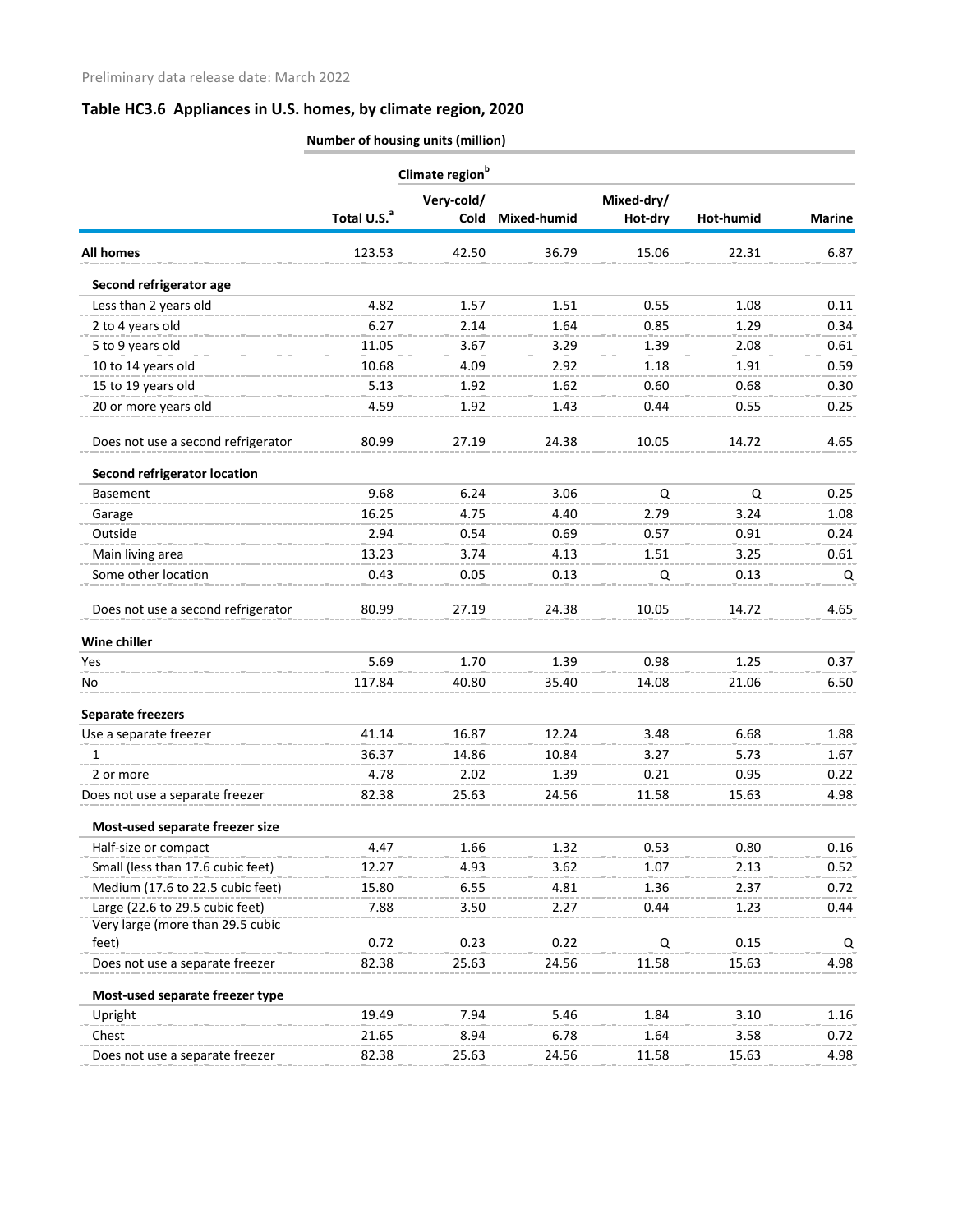Preliminary data release date: March 2022

## Table HC3.6 Appliances in U.S. homes, by climate region, 2020

| | Number of housing units (million) | | | | | |
|---|---|---|---|---|---|---|
| | | Climate region[b] | | | | |
| | Total U.S.[a] | Very-cold/ Cold | Mixed-humid | Mixed-dry/ Hot-dry | Hot-humid | Marine |
| **All homes** | 123.53 | 42.50 | 36.79 | 15.06 | 22.31 | 6.87 |
| **Second refrigerator age** | | | | | | |
| Less than 2 years old | 4.82 | 1.57 | 1.51 | 0.55 | 1.08 | 0.11 |
| 2 to 4 years old | 6.27 | 2.14 | 1.64 | 0.85 | 1.29 | 0.34 |
| 5 to 9 years old | 11.05 | 3.67 | 3.29 | 1.39 | 2.08 | 0.61 |
| 10 to 14 years old | 10.68 | 4.09 | 2.92 | 1.18 | 1.91 | 0.59 |
| 15 to 19 years old | 5.13 | 1.92 | 1.62 | 0.60 | 0.68 | 0.30 |
| 20 or more years old | 4.59 | 1.92 | 1.43 | 0.44 | 0.55 | 0.25 |
| Does not use a second refrigerator | 80.99 | 27.19 | 24.38 | 10.05 | 14.72 | 4.65 |
| **Second refrigerator location** | | | | | | |
| Basement | 9.68 | 6.24 | 3.06 | Q | Q | 0.25 |
| Garage | 16.25 | 4.75 | 4.40 | 2.79 | 3.24 | 1.08 |
| Outside | 2.94 | 0.54 | 0.69 | 0.57 | 0.91 | 0.24 |
| Main living area | 13.23 | 3.74 | 4.13 | 1.51 | 3.25 | 0.61 |
| Some other location | 0.43 | 0.05 | 0.13 | Q | 0.13 | Q |
| Does not use a second refrigerator | 80.99 | 27.19 | 24.38 | 10.05 | 14.72 | 4.65 |
| **Wine chiller** | | | | | | |
| Yes | 5.69 | 1.70 | 1.39 | 0.98 | 1.25 | 0.37 |
| No | 117.84 | 40.80 | 35.40 | 14.08 | 21.06 | 6.50 |
| **Separate freezers** | | | | | | |
| Use a separate freezer | 41.14 | 16.87 | 12.24 | 3.48 | 6.68 | 1.88 |
| 1 | 36.37 | 14.86 | 10.84 | 3.27 | 5.73 | 1.67 |
| 2 or more | 4.78 | 2.02 | 1.39 | 0.21 | 0.95 | 0.22 |
| Does not use a separate freezer | 82.38 | 25.63 | 24.56 | 11.58 | 15.63 | 4.98 |
| **Most-used separate freezer size** | | | | | | |
| Half-size or compact | 4.47 | 1.66 | 1.32 | 0.53 | 0.80 | 0.16 |
| Small (less than 17.6 cubic feet) | 12.27 | 4.93 | 3.62 | 1.07 | 2.13 | 0.52 |
| Medium (17.6 to 22.5 cubic feet) | 15.80 | 6.55 | 4.81 | 1.36 | 2.37 | 0.72 |
| Large (22.6 to 29.5 cubic feet) | 7.88 | 3.50 | 2.27 | 0.44 | 1.23 | 0.44 |
| Very large (more than 29.5 cubic feet) | 0.72 | 0.23 | 0.22 | Q | 0.15 | Q |
| Does not use a separate freezer | 82.38 | 25.63 | 24.56 | 11.58 | 15.63 | 4.98 |
| **Most-used separate freezer type** | | | | | | |
| Upright | 19.49 | 7.94 | 5.46 | 1.84 | 3.10 | 1.16 |
| Chest | 21.65 | 8.94 | 6.78 | 1.64 | 3.58 | 0.72 |
| Does not use a separate freezer | 82.38 | 25.63 | 24.56 | 11.58 | 15.63 | 4.98 |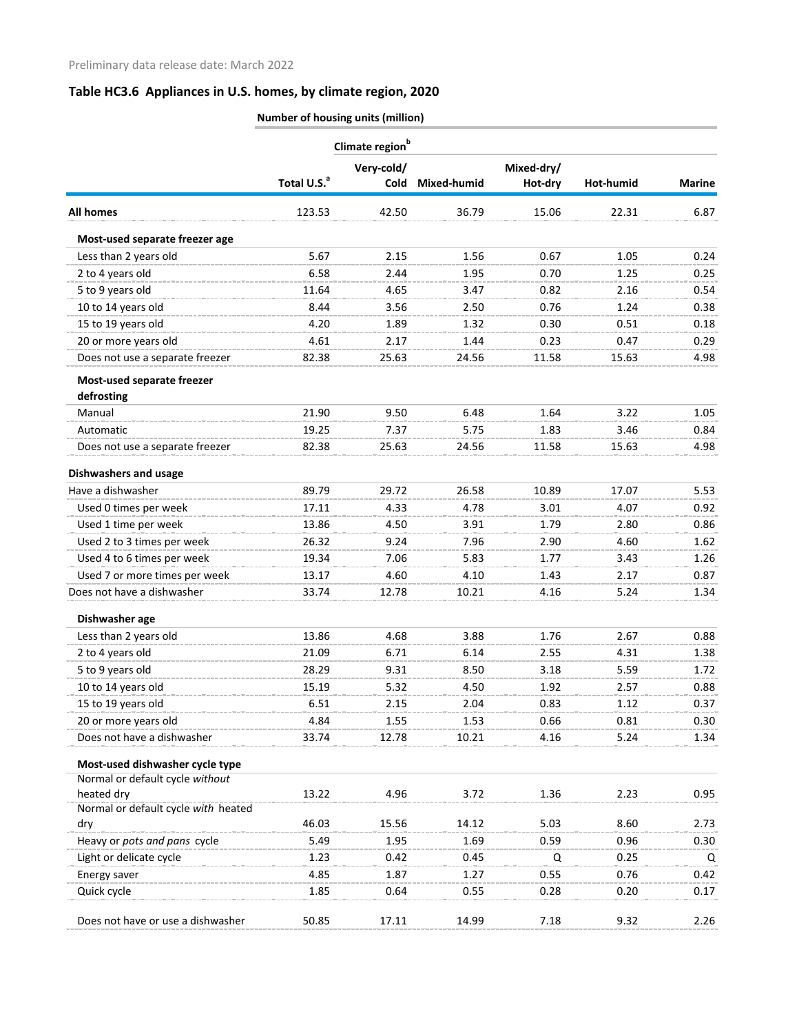Preliminary data release date: March 2022

## Table HC3.6 Appliances in U.S. homes, by climate region, 2020

| | Number of housing units (million) | | | | | |
|---|---|---|---|---|---|---|
| | | Climate region[b] | | | | |
| | Total U.S.[a] | Very-cold/ Cold | Mixed-humid | Mixed-dry/ Hot-dry | Hot-humid | Marine |
| **All homes** | 123.53 | 42.50 | 36.79 | 15.06 | 22.31 | 6.87 |
| **Most-used separate freezer age** | | | | | | |
| Less than 2 years old | 5.67 | 2.15 | 1.56 | 0.67 | 1.05 | 0.24 |
| 2 to 4 years old | 6.58 | 2.44 | 1.95 | 0.70 | 1.25 | 0.25 |
| 5 to 9 years old | 11.64 | 4.65 | 3.47 | 0.82 | 2.16 | 0.54 |
| 10 to 14 years old | 8.44 | 3.56 | 2.50 | 0.76 | 1.24 | 0.38 |
| 15 to 19 years old | 4.20 | 1.89 | 1.32 | 0.30 | 0.51 | 0.18 |
| 20 or more years old | 4.61 | 2.17 | 1.44 | 0.23 | 0.47 | 0.29 |
| Does not use a separate freezer | 82.38 | 25.63 | 24.56 | 11.58 | 15.63 | 4.98 |
| **Most-used separate freezer defrosting** | | | | | | |
| Manual | 21.90 | 9.50 | 6.48 | 1.64 | 3.22 | 1.05 |
| Automatic | 19.25 | 7.37 | 5.75 | 1.83 | 3.46 | 0.84 |
| Does not use a separate freezer | 82.38 | 25.63 | 24.56 | 11.58 | 15.63 | 4.98 |
| **Dishwashers and usage** | | | | | | |
| Have a dishwasher | 89.79 | 29.72 | 26.58 | 10.89 | 17.07 | 5.53 |
| Used 0 times per week | 17.11 | 4.33 | 4.78 | 3.01 | 4.07 | 0.92 |
| Used 1 time per week | 13.86 | 4.50 | 3.91 | 1.79 | 2.80 | 0.86 |
| Used 2 to 3 times per week | 26.32 | 9.24 | 7.96 | 2.90 | 4.60 | 1.62 |
| Used 4 to 6 times per week | 19.34 | 7.06 | 5.83 | 1.77 | 3.43 | 1.26 |
| Used 7 or more times per week | 13.17 | 4.60 | 4.10 | 1.43 | 2.17 | 0.87 |
| Does not have a dishwasher | 33.74 | 12.78 | 10.21 | 4.16 | 5.24 | 1.34 |
| **Dishwasher age** | | | | | | |
| Less than 2 years old | 13.86 | 4.68 | 3.88 | 1.76 | 2.67 | 0.88 |
| 2 to 4 years old | 21.09 | 6.71 | 6.14 | 2.55 | 4.31 | 1.38 |
| 5 to 9 years old | 28.29 | 9.31 | 8.50 | 3.18 | 5.59 | 1.72 |
| 10 to 14 years old | 15.19 | 5.32 | 4.50 | 1.92 | 2.57 | 0.88 |
| 15 to 19 years old | 6.51 | 2.15 | 2.04 | 0.83 | 1.12 | 0.37 |
| 20 or more years old | 4.84 | 1.55 | 1.53 | 0.66 | 0.81 | 0.30 |
| Does not have a dishwasher | 33.74 | 12.78 | 10.21 | 4.16 | 5.24 | 1.34 |
| **Most-used dishwasher cycle type** | | | | | | |
| Normal or default cycle *without* heated dry | 13.22 | 4.96 | 3.72 | 1.36 | 2.23 | 0.95 |
| Normal or default cycle *with* heated dry | 46.03 | 15.56 | 14.12 | 5.03 | 8.60 | 2.73 |
| Heavy or *pots and pans* cycle | 5.49 | 1.95 | 1.69 | 0.59 | 0.96 | 0.30 |
| Light or delicate cycle | 1.23 | 0.42 | 0.45 | Q | 0.25 | Q |
| Energy saver | 4.85 | 1.87 | 1.27 | 0.55 | 0.76 | 0.42 |
| Quick cycle | 1.85 | 0.64 | 0.55 | 0.28 | 0.20 | 0.17 |
| Does not have or use a dishwasher | 50.85 | 17.11 | 14.99 | 7.18 | 9.32 | 2.26 |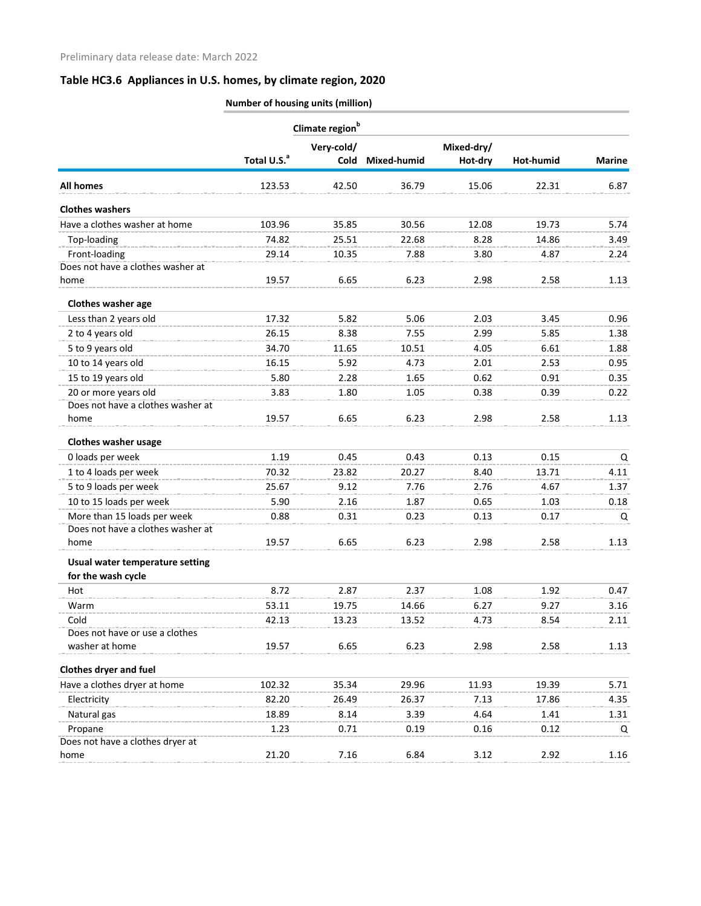Preliminary data release date: March 2022

## Table HC3.6 Appliances in U.S. homes, by climate region, 2020

| | Number of housing units (million) | | | | | |
|---|---|---|---|---|---|---|
| | | Climate region[b] | | | | |
| | Total U.S.[a] | Very-cold/ Cold | Mixed-humid | Mixed-dry/ Hot-dry | Hot-humid | Marine |
| **All homes** | 123.53 | 42.50 | 36.79 | 15.06 | 22.31 | 6.87 |
| **Clothes washers** | | | | | | |
| Have a clothes washer at home | 103.96 | 35.85 | 30.56 | 12.08 | 19.73 | 5.74 |
| Top-loading | 74.82 | 25.51 | 22.68 | 8.28 | 14.86 | 3.49 |
| Front-loading | 29.14 | 10.35 | 7.88 | 3.80 | 4.87 | 2.24 |
| Does not have a clothes washer at home | 19.57 | 6.65 | 6.23 | 2.98 | 2.58 | 1.13 |
| **Clothes washer age** | | | | | | |
| Less than 2 years old | 17.32 | 5.82 | 5.06 | 2.03 | 3.45 | 0.96 |
| 2 to 4 years old | 26.15 | 8.38 | 7.55 | 2.99 | 5.85 | 1.38 |
| 5 to 9 years old | 34.70 | 11.65 | 10.51 | 4.05 | 6.61 | 1.88 |
| 10 to 14 years old | 16.15 | 5.92 | 4.73 | 2.01 | 2.53 | 0.95 |
| 15 to 19 years old | 5.80 | 2.28 | 1.65 | 0.62 | 0.91 | 0.35 |
| 20 or more years old | 3.83 | 1.80 | 1.05 | 0.38 | 0.39 | 0.22 |
| Does not have a clothes washer at home | 19.57 | 6.65 | 6.23 | 2.98 | 2.58 | 1.13 |
| **Clothes washer usage** | | | | | | |
| 0 loads per week | 1.19 | 0.45 | 0.43 | 0.13 | 0.15 | Q |
| 1 to 4 loads per week | 70.32 | 23.82 | 20.27 | 8.40 | 13.71 | 4.11 |
| 5 to 9 loads per week | 25.67 | 9.12 | 7.76 | 2.76 | 4.67 | 1.37 |
| 10 to 15 loads per week | 5.90 | 2.16 | 1.87 | 0.65 | 1.03 | 0.18 |
| More than 15 loads per week | 0.88 | 0.31 | 0.23 | 0.13 | 0.17 | Q |
| Does not have a clothes washer at home | 19.57 | 6.65 | 6.23 | 2.98 | 2.58 | 1.13 |
| **Usual water temperature setting for the wash cycle** | | | | | | |
| Hot | 8.72 | 2.87 | 2.37 | 1.08 | 1.92 | 0.47 |
| Warm | 53.11 | 19.75 | 14.66 | 6.27 | 9.27 | 3.16 |
| Cold | 42.13 | 13.23 | 13.52 | 4.73 | 8.54 | 2.11 |
| Does not have or use a clothes washer at home | 19.57 | 6.65 | 6.23 | 2.98 | 2.58 | 1.13 |
| **Clothes dryer and fuel** | | | | | | |
| Have a clothes dryer at home | 102.32 | 35.34 | 29.96 | 11.93 | 19.39 | 5.71 |
| Electricity | 82.20 | 26.49 | 26.37 | 7.13 | 17.86 | 4.35 |
| Natural gas | 18.89 | 8.14 | 3.39 | 4.64 | 1.41 | 1.31 |
| Propane | 1.23 | 0.71 | 0.19 | 0.16 | 0.12 | Q |
| Does not have a clothes dryer at home | 21.20 | 7.16 | 6.84 | 3.12 | 2.92 | 1.16 |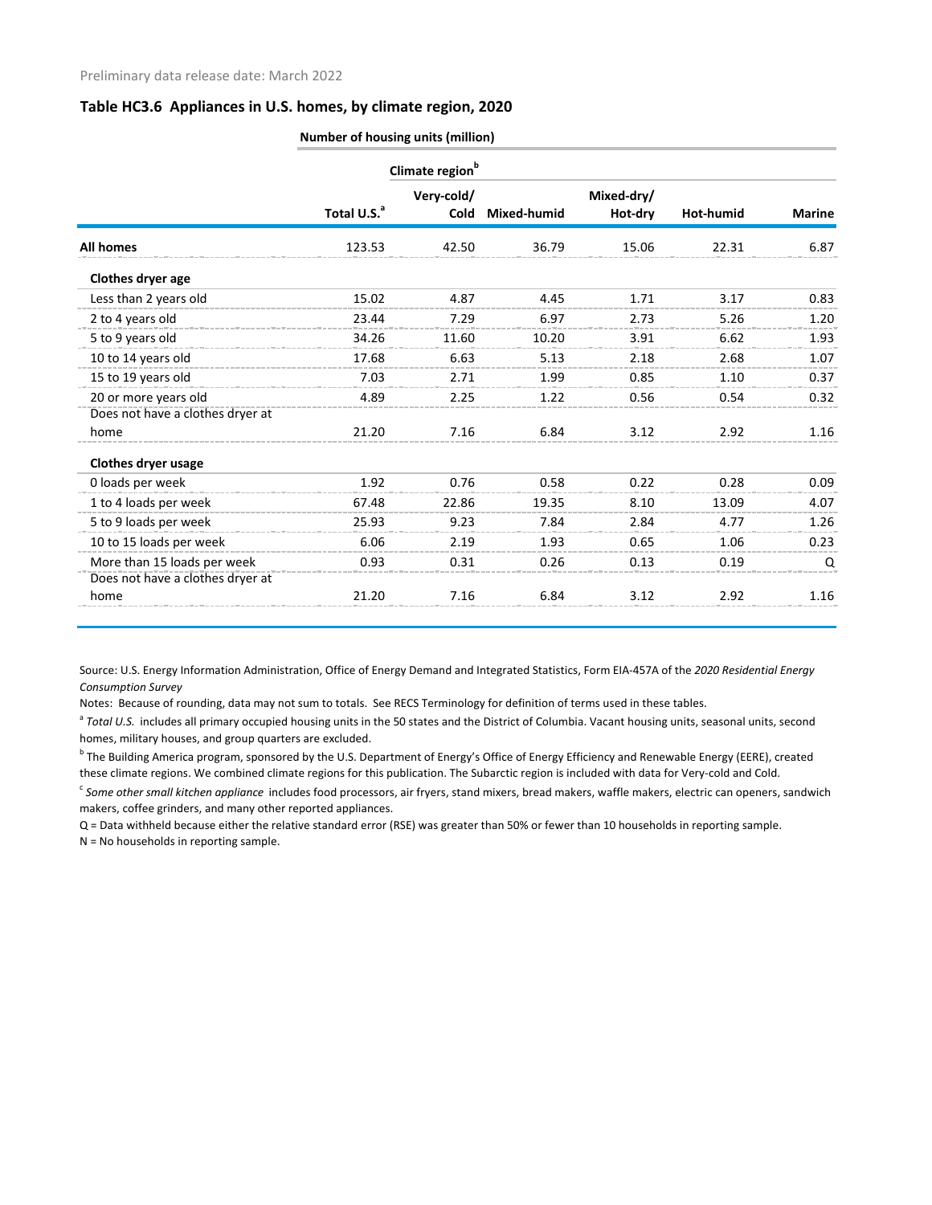Preliminary data release date: March 2022

## Table HC3.6 Appliances in U.S. homes, by climate region, 2020

| | Number of housing units (million) | | | | | |
|---|---|---|---|---|---|---|
| | | Climate region[b] | | | | |
| | Total U.S.[a] | Very-cold/ Cold | Mixed-humid | Mixed-dry/ Hot-dry | Hot-humid | Marine |
| **All homes** | 123.53 | 42.50 | 36.79 | 15.06 | 22.31 | 6.87 |
| **Clothes dryer age** | | | | | | |
| Less than 2 years old | 15.02 | 4.87 | 4.45 | 1.71 | 3.17 | 0.83 |
| 2 to 4 years old | 23.44 | 7.29 | 6.97 | 2.73 | 5.26 | 1.20 |
| 5 to 9 years old | 34.26 | 11.60 | 10.20 | 3.91 | 6.62 | 1.93 |
| 10 to 14 years old | 17.68 | 6.63 | 5.13 | 2.18 | 2.68 | 1.07 |
| 15 to 19 years old | 7.03 | 2.71 | 1.99 | 0.85 | 1.10 | 0.37 |
| 20 or more years old | 4.89 | 2.25 | 1.22 | 0.56 | 0.54 | 0.32 |
| Does not have a clothes dryer at home | 21.20 | 7.16 | 6.84 | 3.12 | 2.92 | 1.16 |
| **Clothes dryer usage** | | | | | | |
| 0 loads per week | 1.92 | 0.76 | 0.58 | 0.22 | 0.28 | 0.09 |
| 1 to 4 loads per week | 67.48 | 22.86 | 19.35 | 8.10 | 13.09 | 4.07 |
| 5 to 9 loads per week | 25.93 | 9.23 | 7.84 | 2.84 | 4.77 | 1.26 |
| 10 to 15 loads per week | 6.06 | 2.19 | 1.93 | 0.65 | 1.06 | 0.23 |
| More than 15 loads per week | 0.93 | 0.31 | 0.26 | 0.13 | 0.19 | Q |
| Does not have a clothes dryer at home | 21.20 | 7.16 | 6.84 | 3.12 | 2.92 | 1.16 |

Source: U.S. Energy Information Administration, Office of Energy Demand and Integrated Statistics, Form EIA-457A of the *2020 Residential Energy Consumption Survey*

Notes: Because of rounding, data may not sum to totals. See RECS Terminology for definition of terms used in these tables.

[a] *Total U.S.* includes all primary occupied housing units in the 50 states and the District of Columbia. Vacant housing units, seasonal units, second homes, military houses, and group quarters are excluded.

[b] The Building America program, sponsored by the U.S. Department of Energy's Office of Energy Efficiency and Renewable Energy (EERE), created these climate regions. We combined climate regions for this publication. The Subarctic region is included with data for Very-cold and Cold.

[c] *Some other small kitchen appliance* includes food processors, air fryers, stand mixers, bread makers, waffle makers, electric can openers, sandwich makers, coffee grinders, and many other reported appliances.

Q = Data withheld because either the relative standard error (RSE) was greater than 50% or fewer than 10 households in reporting sample.

N = No households in reporting sample.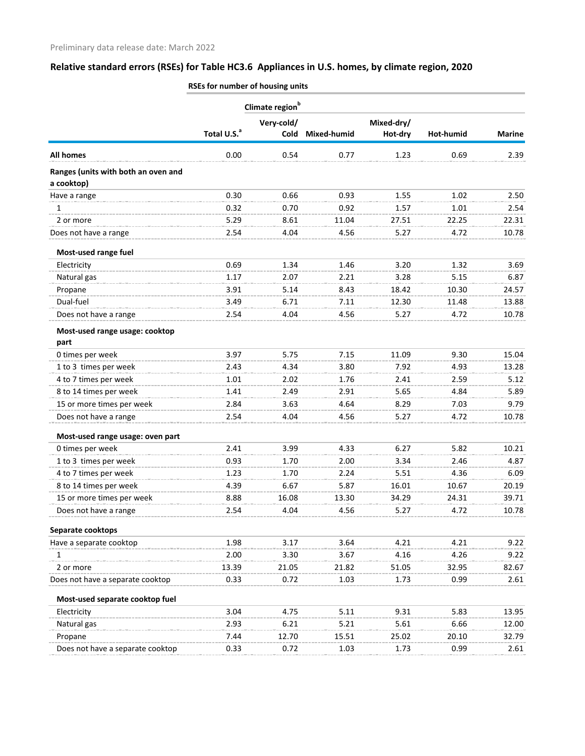Preliminary data release date: March 2022

## Relative standard errors (RSEs) for Table HC3.6 Appliances in U.S. homes, by climate region, 2020

| | RSEs for number of housing units | | | | | |
|---|---|---|---|---|---|---|
| | | Climate region[b] | | | | |
| | Total U.S.[a] | Very-cold/ Cold | Mixed-humid | Mixed-dry/ Hot-dry | Hot-humid | Marine |
| **All homes** | 0.00 | 0.54 | 0.77 | 1.23 | 0.69 | 2.39 |
| **Ranges (units with both an oven and a cooktop)** | | | | | | |
| Have a range | 0.30 | 0.66 | 0.93 | 1.55 | 1.02 | 2.50 |
| 1 | 0.32 | 0.70 | 0.92 | 1.57 | 1.01 | 2.54 |
| 2 or more | 5.29 | 8.61 | 11.04 | 27.51 | 22.25 | 22.31 |
| Does not have a range | 2.54 | 4.04 | 4.56 | 5.27 | 4.72 | 10.78 |
| **Most-used range fuel** | | | | | | |
| Electricity | 0.69 | 1.34 | 1.46 | 3.20 | 1.32 | 3.69 |
| Natural gas | 1.17 | 2.07 | 2.21 | 3.28 | 5.15 | 6.87 |
| Propane | 3.91 | 5.14 | 8.43 | 18.42 | 10.30 | 24.57 |
| Dual-fuel | 3.49 | 6.71 | 7.11 | 12.30 | 11.48 | 13.88 |
| Does not have a range | 2.54 | 4.04 | 4.56 | 5.27 | 4.72 | 10.78 |
| **Most-used range usage: cooktop part** | | | | | | |
| 0 times per week | 3.97 | 5.75 | 7.15 | 11.09 | 9.30 | 15.04 |
| 1 to 3 times per week | 2.43 | 4.34 | 3.80 | 7.92 | 4.93 | 13.28 |
| 4 to 7 times per week | 1.01 | 2.02 | 1.76 | 2.41 | 2.59 | 5.12 |
| 8 to 14 times per week | 1.41 | 2.49 | 2.91 | 5.65 | 4.84 | 5.89 |
| 15 or more times per week | 2.84 | 3.63 | 4.64 | 8.29 | 7.03 | 9.79 |
| Does not have a range | 2.54 | 4.04 | 4.56 | 5.27 | 4.72 | 10.78 |
| **Most-used range usage: oven part** | | | | | | |
| 0 times per week | 2.41 | 3.99 | 4.33 | 6.27 | 5.82 | 10.21 |
| 1 to 3 times per week | 0.93 | 1.70 | 2.00 | 3.34 | 2.46 | 4.87 |
| 4 to 7 times per week | 1.23 | 1.70 | 2.24 | 5.51 | 4.36 | 6.09 |
| 8 to 14 times per week | 4.39 | 6.67 | 5.87 | 16.01 | 10.67 | 20.19 |
| 15 or more times per week | 8.88 | 16.08 | 13.30 | 34.29 | 24.31 | 39.71 |
| Does not have a range | 2.54 | 4.04 | 4.56 | 5.27 | 4.72 | 10.78 |
| **Separate cooktops** | | | | | | |
| Have a separate cooktop | 1.98 | 3.17 | 3.64 | 4.21 | 4.21 | 9.22 |
| 1 | 2.00 | 3.30 | 3.67 | 4.16 | 4.26 | 9.22 |
| 2 or more | 13.39 | 21.05 | 21.82 | 51.05 | 32.95 | 82.67 |
| Does not have a separate cooktop | 0.33 | 0.72 | 1.03 | 1.73 | 0.99 | 2.61 |
| **Most-used separate cooktop fuel** | | | | | | |
| Electricity | 3.04 | 4.75 | 5.11 | 9.31 | 5.83 | 13.95 |
| Natural gas | 2.93 | 6.21 | 5.21 | 5.61 | 6.66 | 12.00 |
| Propane | 7.44 | 12.70 | 15.51 | 25.02 | 20.10 | 32.79 |
| Does not have a separate cooktop | 0.33 | 0.72 | 1.03 | 1.73 | 0.99 | 2.61 |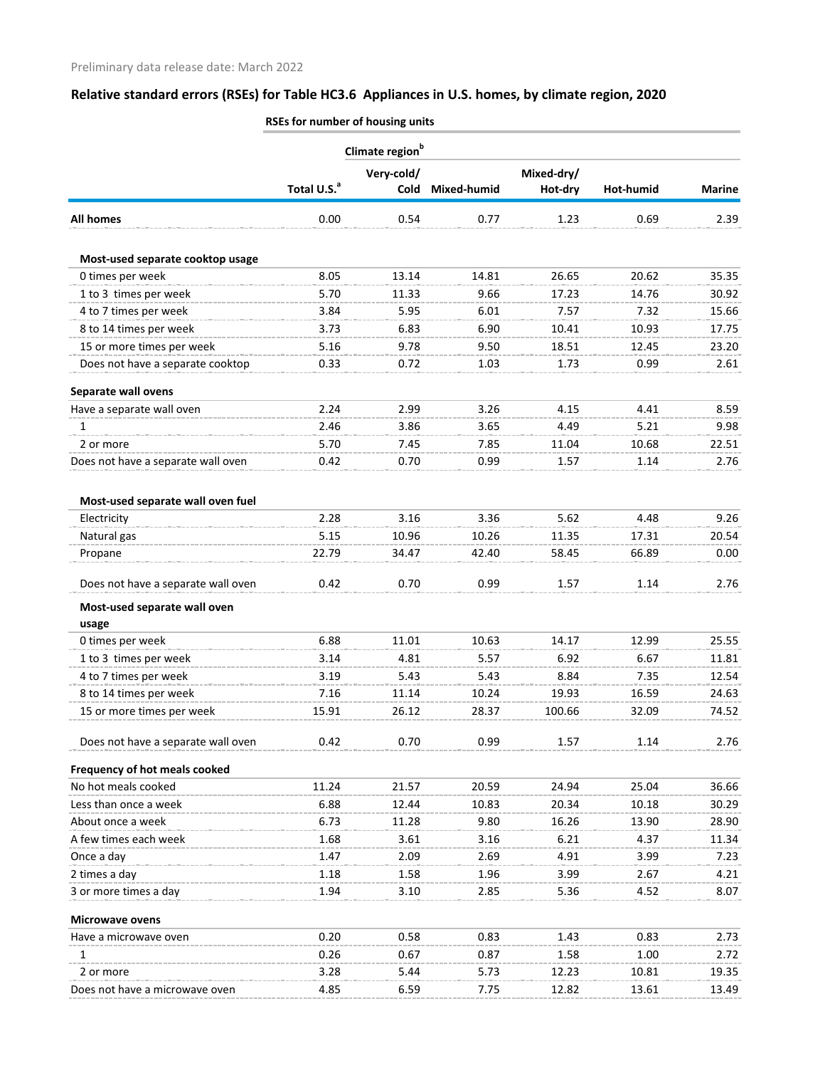Preliminary data release date: March 2022

## Relative standard errors (RSEs) for Table HC3.6 Appliances in U.S. homes, by climate region, 2020

| | RSEs for number of housing units | | | | | |
|---|---|---|---|---|---|---|
| | | Climate region[b] | | | | |
| | Total U.S.[a] | Very-cold/ Cold | Mixed-humid | Mixed-dry/ Hot-dry | Hot-humid | Marine |
| **All homes** | 0.00 | 0.54 | 0.77 | 1.23 | 0.69 | 2.39 |
| **Most-used separate cooktop usage** | | | | | | |
| 0 times per week | 8.05 | 13.14 | 14.81 | 26.65 | 20.62 | 35.35 |
| 1 to 3 times per week | 5.70 | 11.33 | 9.66 | 17.23 | 14.76 | 30.92 |
| 4 to 7 times per week | 3.84 | 5.95 | 6.01 | 7.57 | 7.32 | 15.66 |
| 8 to 14 times per week | 3.73 | 6.83 | 6.90 | 10.41 | 10.93 | 17.75 |
| 15 or more times per week | 5.16 | 9.78 | 9.50 | 18.51 | 12.45 | 23.20 |
| Does not have a separate cooktop | 0.33 | 0.72 | 1.03 | 1.73 | 0.99 | 2.61 |
| **Separate wall ovens** | | | | | | |
| Have a separate wall oven | 2.24 | 2.99 | 3.26 | 4.15 | 4.41 | 8.59 |
| 1 | 2.46 | 3.86 | 3.65 | 4.49 | 5.21 | 9.98 |
| 2 or more | 5.70 | 7.45 | 7.85 | 11.04 | 10.68 | 22.51 |
| Does not have a separate wall oven | 0.42 | 0.70 | 0.99 | 1.57 | 1.14 | 2.76 |
| **Most-used separate wall oven fuel** | | | | | | |
| Electricity | 2.28 | 3.16 | 3.36 | 5.62 | 4.48 | 9.26 |
| Natural gas | 5.15 | 10.96 | 10.26 | 11.35 | 17.31 | 20.54 |
| Propane | 22.79 | 34.47 | 42.40 | 58.45 | 66.89 | 0.00 |
| Does not have a separate wall oven | 0.42 | 0.70 | 0.99 | 1.57 | 1.14 | 2.76 |
| **Most-used separate wall oven usage** | | | | | | |
| 0 times per week | 6.88 | 11.01 | 10.63 | 14.17 | 12.99 | 25.55 |
| 1 to 3 times per week | 3.14 | 4.81 | 5.57 | 6.92 | 6.67 | 11.81 |
| 4 to 7 times per week | 3.19 | 5.43 | 5.43 | 8.84 | 7.35 | 12.54 |
| 8 to 14 times per week | 7.16 | 11.14 | 10.24 | 19.93 | 16.59 | 24.63 |
| 15 or more times per week | 15.91 | 26.12 | 28.37 | 100.66 | 32.09 | 74.52 |
| Does not have a separate wall oven | 0.42 | 0.70 | 0.99 | 1.57 | 1.14 | 2.76 |
| **Frequency of hot meals cooked** | | | | | | |
| No hot meals cooked | 11.24 | 21.57 | 20.59 | 24.94 | 25.04 | 36.66 |
| Less than once a week | 6.88 | 12.44 | 10.83 | 20.34 | 10.18 | 30.29 |
| About once a week | 6.73 | 11.28 | 9.80 | 16.26 | 13.90 | 28.90 |
| A few times each week | 1.68 | 3.61 | 3.16 | 6.21 | 4.37 | 11.34 |
| Once a day | 1.47 | 2.09 | 2.69 | 4.91 | 3.99 | 7.23 |
| 2 times a day | 1.18 | 1.58 | 1.96 | 3.99 | 2.67 | 4.21 |
| 3 or more times a day | 1.94 | 3.10 | 2.85 | 5.36 | 4.52 | 8.07 |
| **Microwave ovens** | | | | | | |
| Have a microwave oven | 0.20 | 0.58 | 0.83 | 1.43 | 0.83 | 2.73 |
| 1 | 0.26 | 0.67 | 0.87 | 1.58 | 1.00 | 2.72 |
| 2 or more | 3.28 | 5.44 | 5.73 | 12.23 | 10.81 | 19.35 |
| Does not have a microwave oven | 4.85 | 6.59 | 7.75 | 12.82 | 13.61 | 13.49 |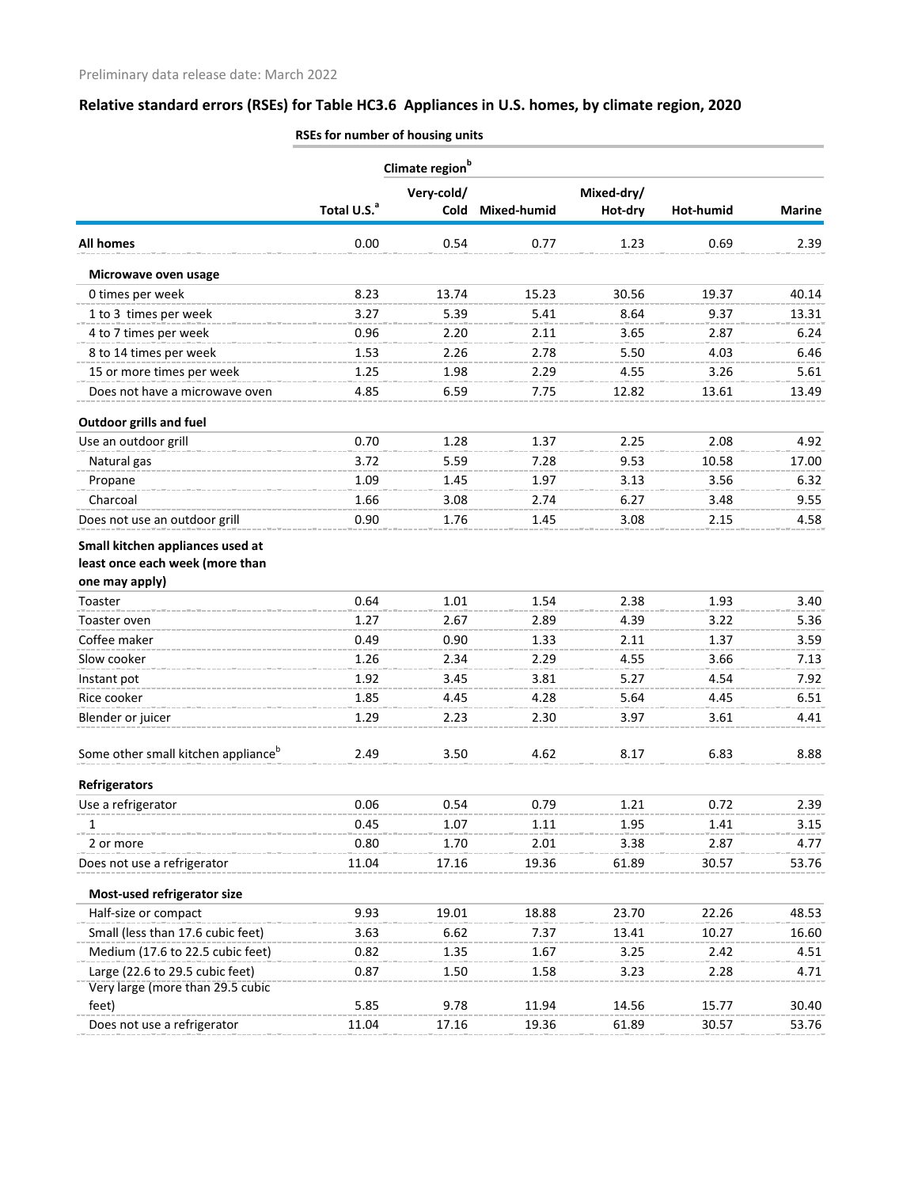Preliminary data release date: March 2022

## Relative standard errors (RSEs) for Table HC3.6 Appliances in U.S. homes, by climate region, 2020

| | RSEs for number of housing units | | | | | |
|---|---|---|---|---|---|---|
| | | Climate region[b] | | | | |
| | Total U.S.[a] | Very-cold/ Cold | Mixed-humid | Mixed-dry/ Hot-dry | Hot-humid | Marine |
| **All homes** | 0.00 | 0.54 | 0.77 | 1.23 | 0.69 | 2.39 |
| **Microwave oven usage** | | | | | | |
| 0 times per week | 8.23 | 13.74 | 15.23 | 30.56 | 19.37 | 40.14 |
| 1 to 3 times per week | 3.27 | 5.39 | 5.41 | 8.64 | 9.37 | 13.31 |
| 4 to 7 times per week | 0.96 | 2.20 | 2.11 | 3.65 | 2.87 | 6.24 |
| 8 to 14 times per week | 1.53 | 2.26 | 2.78 | 5.50 | 4.03 | 6.46 |
| 15 or more times per week | 1.25 | 1.98 | 2.29 | 4.55 | 3.26 | 5.61 |
| Does not have a microwave oven | 4.85 | 6.59 | 7.75 | 12.82 | 13.61 | 13.49 |
| **Outdoor grills and fuel** | | | | | | |
| Use an outdoor grill | 0.70 | 1.28 | 1.37 | 2.25 | 2.08 | 4.92 |
| Natural gas | 3.72 | 5.59 | 7.28 | 9.53 | 10.58 | 17.00 |
| Propane | 1.09 | 1.45 | 1.97 | 3.13 | 3.56 | 6.32 |
| Charcoal | 1.66 | 3.08 | 2.74 | 6.27 | 3.48 | 9.55 |
| Does not use an outdoor grill | 0.90 | 1.76 | 1.45 | 3.08 | 2.15 | 4.58 |
| **Small kitchen appliances used at least once each week (more than one may apply)** | | | | | | |
| Toaster | 0.64 | 1.01 | 1.54 | 2.38 | 1.93 | 3.40 |
| Toaster oven | 1.27 | 2.67 | 2.89 | 4.39 | 3.22 | 5.36 |
| Coffee maker | 0.49 | 0.90 | 1.33 | 2.11 | 1.37 | 3.59 |
| Slow cooker | 1.26 | 2.34 | 2.29 | 4.55 | 3.66 | 7.13 |
| Instant pot | 1.92 | 3.45 | 3.81 | 5.27 | 4.54 | 7.92 |
| Rice cooker | 1.85 | 4.45 | 4.28 | 5.64 | 4.45 | 6.51 |
| Blender or juicer | 1.29 | 2.23 | 2.30 | 3.97 | 3.61 | 4.41 |
| Some other small kitchen appliance[b] | 2.49 | 3.50 | 4.62 | 8.17 | 6.83 | 8.88 |
| **Refrigerators** | | | | | | |
| Use a refrigerator | 0.06 | 0.54 | 0.79 | 1.21 | 0.72 | 2.39 |
| 1 | 0.45 | 1.07 | 1.11 | 1.95 | 1.41 | 3.15 |
| 2 or more | 0.80 | 1.70 | 2.01 | 3.38 | 2.87 | 4.77 |
| Does not use a refrigerator | 11.04 | 17.16 | 19.36 | 61.89 | 30.57 | 53.76 |
| **Most-used refrigerator size** | | | | | | |
| Half-size or compact | 9.93 | 19.01 | 18.88 | 23.70 | 22.26 | 48.53 |
| Small (less than 17.6 cubic feet) | 3.63 | 6.62 | 7.37 | 13.41 | 10.27 | 16.60 |
| Medium (17.6 to 22.5 cubic feet) | 0.82 | 1.35 | 1.67 | 3.25 | 2.42 | 4.51 |
| Large (22.6 to 29.5 cubic feet) | 0.87 | 1.50 | 1.58 | 3.23 | 2.28 | 4.71 |
| Very large (more than 29.5 cubic feet) | 5.85 | 9.78 | 11.94 | 14.56 | 15.77 | 30.40 |
| Does not use a refrigerator | 11.04 | 17.16 | 19.36 | 61.89 | 30.57 | 53.76 |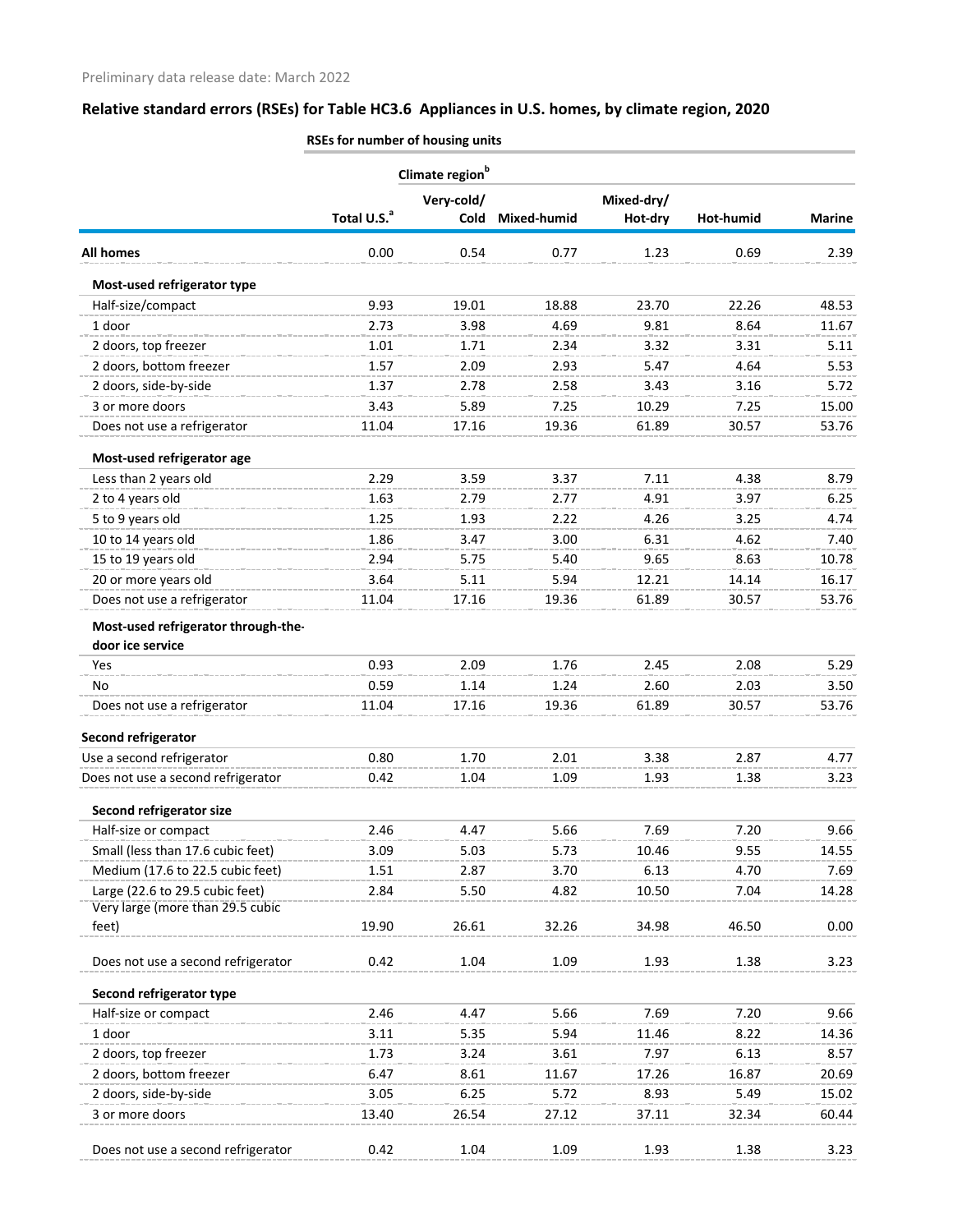Preliminary data release date: March 2022

## Relative standard errors (RSEs) for Table HC3.6 Appliances in U.S. homes, by climate region, 2020

RSEs for number of housing units

| | Total U.S.[a] | Climate region[b] | | | | |
|---|---|---|---|---|---|---|
| | | Very-cold/ Cold | Mixed-humid | Mixed-dry/ Hot-dry | Hot-humid | Marine |
| **All homes** | 0.00 | 0.54 | 0.77 | 1.23 | 0.69 | 2.39 |
| **Most-used refrigerator type** | | | | | | |
| Half-size/compact | 9.93 | 19.01 | 18.88 | 23.70 | 22.26 | 48.53 |
| 1 door | 2.73 | 3.98 | 4.69 | 9.81 | 8.64 | 11.67 |
| 2 doors, top freezer | 1.01 | 1.71 | 2.34 | 3.32 | 3.31 | 5.11 |
| 2 doors, bottom freezer | 1.57 | 2.09 | 2.93 | 5.47 | 4.64 | 5.53 |
| 2 doors, side-by-side | 1.37 | 2.78 | 2.58 | 3.43 | 3.16 | 5.72 |
| 3 or more doors | 3.43 | 5.89 | 7.25 | 10.29 | 7.25 | 15.00 |
| Does not use a refrigerator | 11.04 | 17.16 | 19.36 | 61.89 | 30.57 | 53.76 |
| **Most-used refrigerator age** | | | | | | |
| Less than 2 years old | 2.29 | 3.59 | 3.37 | 7.11 | 4.38 | 8.79 |
| 2 to 4 years old | 1.63 | 2.79 | 2.77 | 4.91 | 3.97 | 6.25 |
| 5 to 9 years old | 1.25 | 1.93 | 2.22 | 4.26 | 3.25 | 4.74 |
| 10 to 14 years old | 1.86 | 3.47 | 3.00 | 6.31 | 4.62 | 7.40 |
| 15 to 19 years old | 2.94 | 5.75 | 5.40 | 9.65 | 8.63 | 10.78 |
| 20 or more years old | 3.64 | 5.11 | 5.94 | 12.21 | 14.14 | 16.17 |
| Does not use a refrigerator | 11.04 | 17.16 | 19.36 | 61.89 | 30.57 | 53.76 |
| **Most-used refrigerator through-the-door ice service** | | | | | | |
| Yes | 0.93 | 2.09 | 1.76 | 2.45 | 2.08 | 5.29 |
| No | 0.59 | 1.14 | 1.24 | 2.60 | 2.03 | 3.50 |
| Does not use a refrigerator | 11.04 | 17.16 | 19.36 | 61.89 | 30.57 | 53.76 |
| **Second refrigerator** | | | | | | |
| Use a second refrigerator | 0.80 | 1.70 | 2.01 | 3.38 | 2.87 | 4.77 |
| Does not use a second refrigerator | 0.42 | 1.04 | 1.09 | 1.93 | 1.38 | 3.23 |
| **Second refrigerator size** | | | | | | |
| Half-size or compact | 2.46 | 4.47 | 5.66 | 7.69 | 7.20 | 9.66 |
| Small (less than 17.6 cubic feet) | 3.09 | 5.03 | 5.73 | 10.46 | 9.55 | 14.55 |
| Medium (17.6 to 22.5 cubic feet) | 1.51 | 2.87 | 3.70 | 6.13 | 4.70 | 7.69 |
| Large (22.6 to 29.5 cubic feet) | 2.84 | 5.50 | 4.82 | 10.50 | 7.04 | 14.28 |
| Very large (more than 29.5 cubic feet) | 19.90 | 26.61 | 32.26 | 34.98 | 46.50 | 0.00 |
| Does not use a second refrigerator | 0.42 | 1.04 | 1.09 | 1.93 | 1.38 | 3.23 |
| **Second refrigerator type** | | | | | | |
| Half-size or compact | 2.46 | 4.47 | 5.66 | 7.69 | 7.20 | 9.66 |
| 1 door | 3.11 | 5.35 | 5.94 | 11.46 | 8.22 | 14.36 |
| 2 doors, top freezer | 1.73 | 3.24 | 3.61 | 7.97 | 6.13 | 8.57 |
| 2 doors, bottom freezer | 6.47 | 8.61 | 11.67 | 17.26 | 16.87 | 20.69 |
| 2 doors, side-by-side | 3.05 | 6.25 | 5.72 | 8.93 | 5.49 | 15.02 |
| 3 or more doors | 13.40 | 26.54 | 27.12 | 37.11 | 32.34 | 60.44 |
| Does not use a second refrigerator | 0.42 | 1.04 | 1.09 | 1.93 | 1.38 | 3.23 |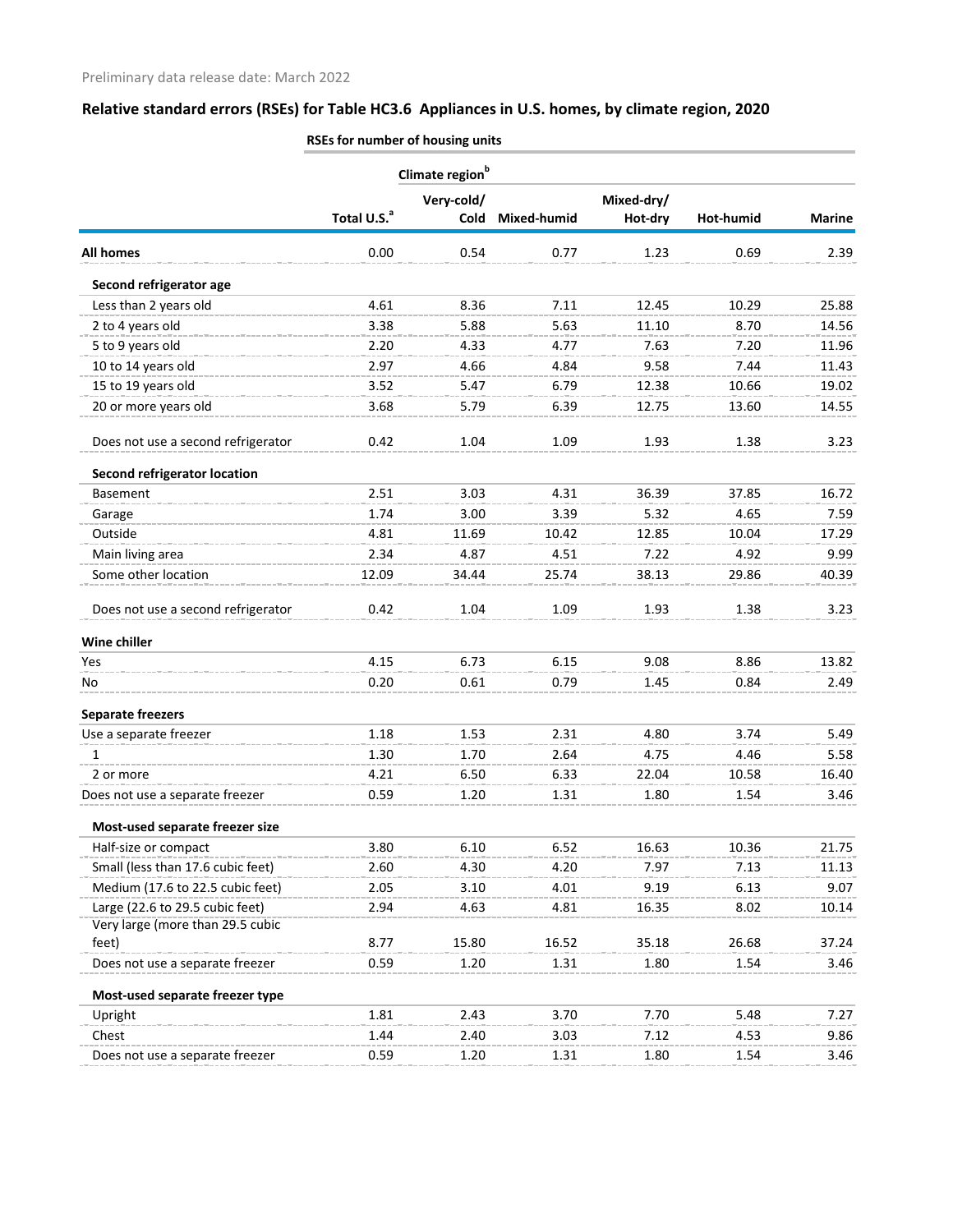Preliminary data release date: March 2022

## Relative standard errors (RSEs) for Table HC3.6 Appliances in U.S. homes, by climate region, 2020

| | RSEs for number of housing units | | | | | |
|---|---|---|---|---|---|---|
| | | Climate region[b] | | | | |
| | Total U.S.[a] | Very-cold/ Cold | Mixed-humid | Mixed-dry/ Hot-dry | Hot-humid | Marine |
| **All homes** | 0.00 | 0.54 | 0.77 | 1.23 | 0.69 | 2.39 |
| **Second refrigerator age** | | | | | | |
| Less than 2 years old | 4.61 | 8.36 | 7.11 | 12.45 | 10.29 | 25.88 |
| 2 to 4 years old | 3.38 | 5.88 | 5.63 | 11.10 | 8.70 | 14.56 |
| 5 to 9 years old | 2.20 | 4.33 | 4.77 | 7.63 | 7.20 | 11.96 |
| 10 to 14 years old | 2.97 | 4.66 | 4.84 | 9.58 | 7.44 | 11.43 |
| 15 to 19 years old | 3.52 | 5.47 | 6.79 | 12.38 | 10.66 | 19.02 |
| 20 or more years old | 3.68 | 5.79 | 6.39 | 12.75 | 13.60 | 14.55 |
| Does not use a second refrigerator | 0.42 | 1.04 | 1.09 | 1.93 | 1.38 | 3.23 |
| **Second refrigerator location** | | | | | | |
| Basement | 2.51 | 3.03 | 4.31 | 36.39 | 37.85 | 16.72 |
| Garage | 1.74 | 3.00 | 3.39 | 5.32 | 4.65 | 7.59 |
| Outside | 4.81 | 11.69 | 10.42 | 12.85 | 10.04 | 17.29 |
| Main living area | 2.34 | 4.87 | 4.51 | 7.22 | 4.92 | 9.99 |
| Some other location | 12.09 | 34.44 | 25.74 | 38.13 | 29.86 | 40.39 |
| Does not use a second refrigerator | 0.42 | 1.04 | 1.09 | 1.93 | 1.38 | 3.23 |
| **Wine chiller** | | | | | | |
| Yes | 4.15 | 6.73 | 6.15 | 9.08 | 8.86 | 13.82 |
| No | 0.20 | 0.61 | 0.79 | 1.45 | 0.84 | 2.49 |
| **Separate freezers** | | | | | | |
| Use a separate freezer | 1.18 | 1.53 | 2.31 | 4.80 | 3.74 | 5.49 |
| 1 | 1.30 | 1.70 | 2.64 | 4.75 | 4.46 | 5.58 |
| 2 or more | 4.21 | 6.50 | 6.33 | 22.04 | 10.58 | 16.40 |
| Does not use a separate freezer | 0.59 | 1.20 | 1.31 | 1.80 | 1.54 | 3.46 |
| **Most-used separate freezer size** | | | | | | |
| Half-size or compact | 3.80 | 6.10 | 6.52 | 16.63 | 10.36 | 21.75 |
| Small (less than 17.6 cubic feet) | 2.60 | 4.30 | 4.20 | 7.97 | 7.13 | 11.13 |
| Medium (17.6 to 22.5 cubic feet) | 2.05 | 3.10 | 4.01 | 9.19 | 6.13 | 9.07 |
| Large (22.6 to 29.5 cubic feet) | 2.94 | 4.63 | 4.81 | 16.35 | 8.02 | 10.14 |
| Very large (more than 29.5 cubic feet) | 8.77 | 15.80 | 16.52 | 35.18 | 26.68 | 37.24 |
| Does not use a separate freezer | 0.59 | 1.20 | 1.31 | 1.80 | 1.54 | 3.46 |
| **Most-used separate freezer type** | | | | | | |
| Upright | 1.81 | 2.43 | 3.70 | 7.70 | 5.48 | 7.27 |
| Chest | 1.44 | 2.40 | 3.03 | 7.12 | 4.53 | 9.86 |
| Does not use a separate freezer | 0.59 | 1.20 | 1.31 | 1.80 | 1.54 | 3.46 |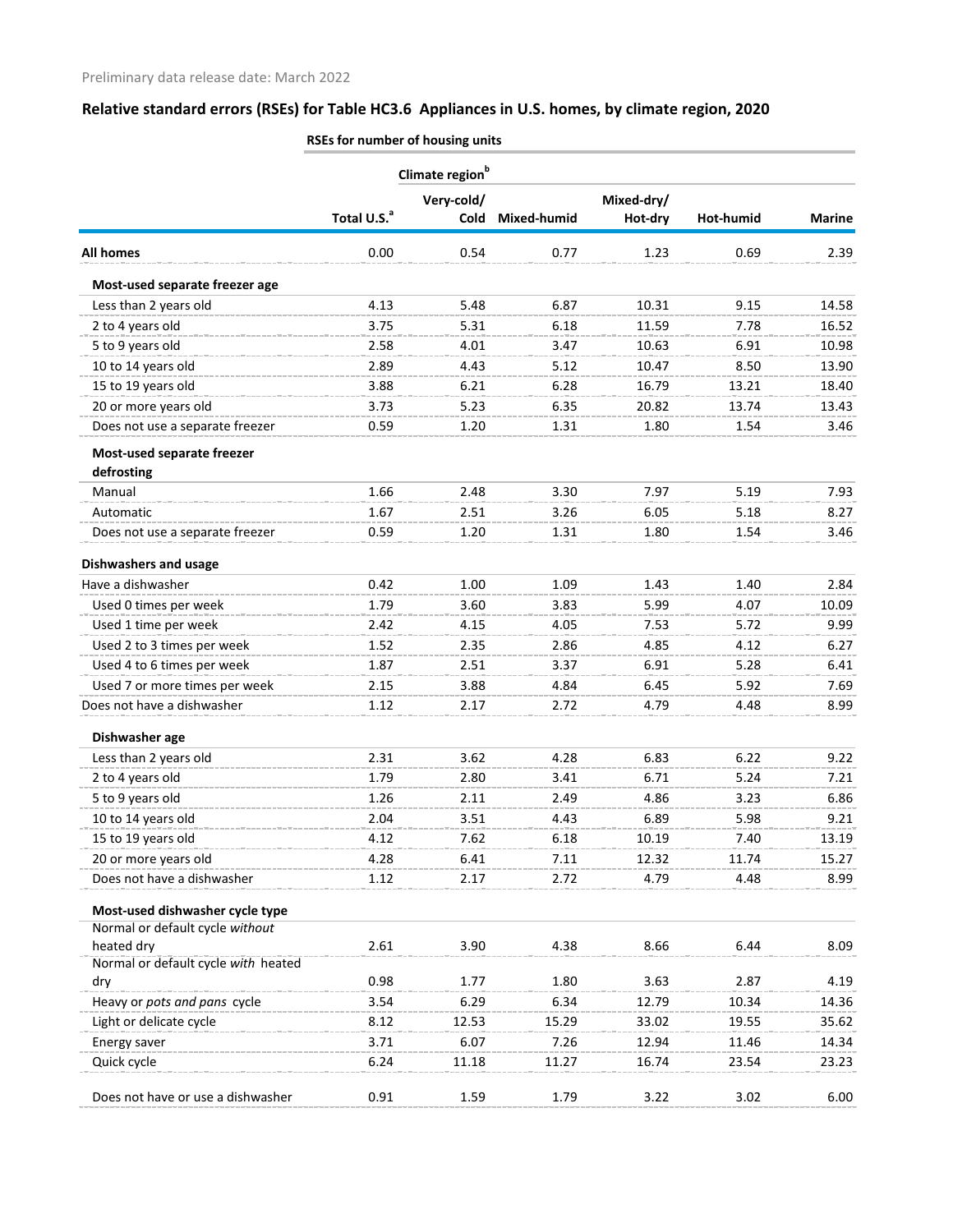Preliminary data release date: March 2022

## Relative standard errors (RSEs) for Table HC3.6 Appliances in U.S. homes, by climate region, 2020

| | RSEs for number of housing units | | | | | |
|---|---|---|---|---|---|---|
| | | Climate region[b] | | | | |
| | Total U.S.[a] | Very-cold/ Cold | Mixed-humid | Mixed-dry/ Hot-dry | Hot-humid | Marine |
| **All homes** | 0.00 | 0.54 | 0.77 | 1.23 | 0.69 | 2.39 |
| **Most-used separate freezer age** | | | | | | |
| Less than 2 years old | 4.13 | 5.48 | 6.87 | 10.31 | 9.15 | 14.58 |
| 2 to 4 years old | 3.75 | 5.31 | 6.18 | 11.59 | 7.78 | 16.52 |
| 5 to 9 years old | 2.58 | 4.01 | 3.47 | 10.63 | 6.91 | 10.98 |
| 10 to 14 years old | 2.89 | 4.43 | 5.12 | 10.47 | 8.50 | 13.90 |
| 15 to 19 years old | 3.88 | 6.21 | 6.28 | 16.79 | 13.21 | 18.40 |
| 20 or more years old | 3.73 | 5.23 | 6.35 | 20.82 | 13.74 | 13.43 |
| Does not use a separate freezer | 0.59 | 1.20 | 1.31 | 1.80 | 1.54 | 3.46 |
| **Most-used separate freezer defrosting** | | | | | | |
| Manual | 1.66 | 2.48 | 3.30 | 7.97 | 5.19 | 7.93 |
| Automatic | 1.67 | 2.51 | 3.26 | 6.05 | 5.18 | 8.27 |
| Does not use a separate freezer | 0.59 | 1.20 | 1.31 | 1.80 | 1.54 | 3.46 |
| **Dishwashers and usage** | | | | | | |
| Have a dishwasher | 0.42 | 1.00 | 1.09 | 1.43 | 1.40 | 2.84 |
| Used 0 times per week | 1.79 | 3.60 | 3.83 | 5.99 | 4.07 | 10.09 |
| Used 1 time per week | 2.42 | 4.15 | 4.05 | 7.53 | 5.72 | 9.99 |
| Used 2 to 3 times per week | 1.52 | 2.35 | 2.86 | 4.85 | 4.12 | 6.27 |
| Used 4 to 6 times per week | 1.87 | 2.51 | 3.37 | 6.91 | 5.28 | 6.41 |
| Used 7 or more times per week | 2.15 | 3.88 | 4.84 | 6.45 | 5.92 | 7.69 |
| Does not have a dishwasher | 1.12 | 2.17 | 2.72 | 4.79 | 4.48 | 8.99 |
| **Dishwasher age** | | | | | | |
| Less than 2 years old | 2.31 | 3.62 | 4.28 | 6.83 | 6.22 | 9.22 |
| 2 to 4 years old | 1.79 | 2.80 | 3.41 | 6.71 | 5.24 | 7.21 |
| 5 to 9 years old | 1.26 | 2.11 | 2.49 | 4.86 | 3.23 | 6.86 |
| 10 to 14 years old | 2.04 | 3.51 | 4.43 | 6.89 | 5.98 | 9.21 |
| 15 to 19 years old | 4.12 | 7.62 | 6.18 | 10.19 | 7.40 | 13.19 |
| 20 or more years old | 4.28 | 6.41 | 7.11 | 12.32 | 11.74 | 15.27 |
| Does not have a dishwasher | 1.12 | 2.17 | 2.72 | 4.79 | 4.48 | 8.99 |
| **Most-used dishwasher cycle type** | | | | | | |
| Normal or default cycle *without* heated dry | 2.61 | 3.90 | 4.38 | 8.66 | 6.44 | 8.09 |
| Normal or default cycle *with* heated dry | 0.98 | 1.77 | 1.80 | 3.63 | 2.87 | 4.19 |
| Heavy or *pots and pans* cycle | 3.54 | 6.29 | 6.34 | 12.79 | 10.34 | 14.36 |
| Light or delicate cycle | 8.12 | 12.53 | 15.29 | 33.02 | 19.55 | 35.62 |
| Energy saver | 3.71 | 6.07 | 7.26 | 12.94 | 11.46 | 14.34 |
| Quick cycle | 6.24 | 11.18 | 11.27 | 16.74 | 23.54 | 23.23 |
| Does not have or use a dishwasher | 0.91 | 1.59 | 1.79 | 3.22 | 3.02 | 6.00 |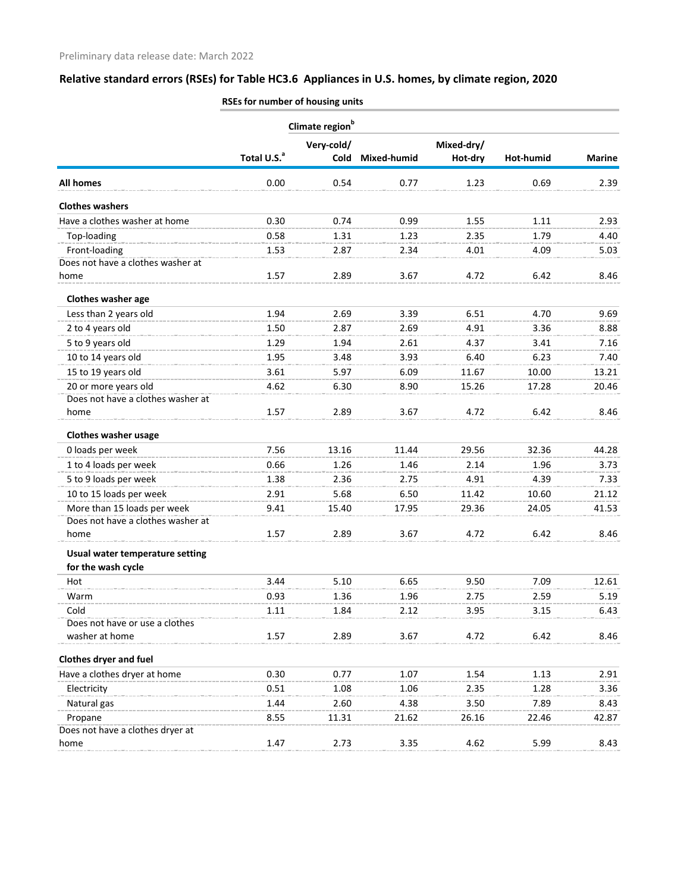Preliminary data release date: March 2022

## Relative standard errors (RSEs) for Table HC3.6 Appliances in U.S. homes, by climate region, 2020

| | RSEs for number of housing units | | | | | |
|---|---|---|---|---|---|---|
| | | Climate region[b] | | | | |
| | Total U.S.[a] | Very-cold/ Cold | Mixed-humid | Mixed-dry/ Hot-dry | Hot-humid | Marine |
| **All homes** | 0.00 | 0.54 | 0.77 | 1.23 | 0.69 | 2.39 |
| **Clothes washers** | | | | | | |
| Have a clothes washer at home | 0.30 | 0.74 | 0.99 | 1.55 | 1.11 | 2.93 |
| Top-loading | 0.58 | 1.31 | 1.23 | 2.35 | 1.79 | 4.40 |
| Front-loading | 1.53 | 2.87 | 2.34 | 4.01 | 4.09 | 5.03 |
| Does not have a clothes washer at home | 1.57 | 2.89 | 3.67 | 4.72 | 6.42 | 8.46 |
| **Clothes washer age** | | | | | | |
| Less than 2 years old | 1.94 | 2.69 | 3.39 | 6.51 | 4.70 | 9.69 |
| 2 to 4 years old | 1.50 | 2.87 | 2.69 | 4.91 | 3.36 | 8.88 |
| 5 to 9 years old | 1.29 | 1.94 | 2.61 | 4.37 | 3.41 | 7.16 |
| 10 to 14 years old | 1.95 | 3.48 | 3.93 | 6.40 | 6.23 | 7.40 |
| 15 to 19 years old | 3.61 | 5.97 | 6.09 | 11.67 | 10.00 | 13.21 |
| 20 or more years old | 4.62 | 6.30 | 8.90 | 15.26 | 17.28 | 20.46 |
| Does not have a clothes washer at home | 1.57 | 2.89 | 3.67 | 4.72 | 6.42 | 8.46 |
| **Clothes washer usage** | | | | | | |
| 0 loads per week | 7.56 | 13.16 | 11.44 | 29.56 | 32.36 | 44.28 |
| 1 to 4 loads per week | 0.66 | 1.26 | 1.46 | 2.14 | 1.96 | 3.73 |
| 5 to 9 loads per week | 1.38 | 2.36 | 2.75 | 4.91 | 4.39 | 7.33 |
| 10 to 15 loads per week | 2.91 | 5.68 | 6.50 | 11.42 | 10.60 | 21.12 |
| More than 15 loads per week | 9.41 | 15.40 | 17.95 | 29.36 | 24.05 | 41.53 |
| Does not have a clothes washer at home | 1.57 | 2.89 | 3.67 | 4.72 | 6.42 | 8.46 |
| **Usual water temperature setting for the wash cycle** | | | | | | |
| Hot | 3.44 | 5.10 | 6.65 | 9.50 | 7.09 | 12.61 |
| Warm | 0.93 | 1.36 | 1.96 | 2.75 | 2.59 | 5.19 |
| Cold | 1.11 | 1.84 | 2.12 | 3.95 | 3.15 | 6.43 |
| Does not have or use a clothes washer at home | 1.57 | 2.89 | 3.67 | 4.72 | 6.42 | 8.46 |
| **Clothes dryer and fuel** | | | | | | |
| Have a clothes dryer at home | 0.30 | 0.77 | 1.07 | 1.54 | 1.13 | 2.91 |
| Electricity | 0.51 | 1.08 | 1.06 | 2.35 | 1.28 | 3.36 |
| Natural gas | 1.44 | 2.60 | 4.38 | 3.50 | 7.89 | 8.43 |
| Propane | 8.55 | 11.31 | 21.62 | 26.16 | 22.46 | 42.87 |
| Does not have a clothes dryer at home | 1.47 | 2.73 | 3.35 | 4.62 | 5.99 | 8.43 |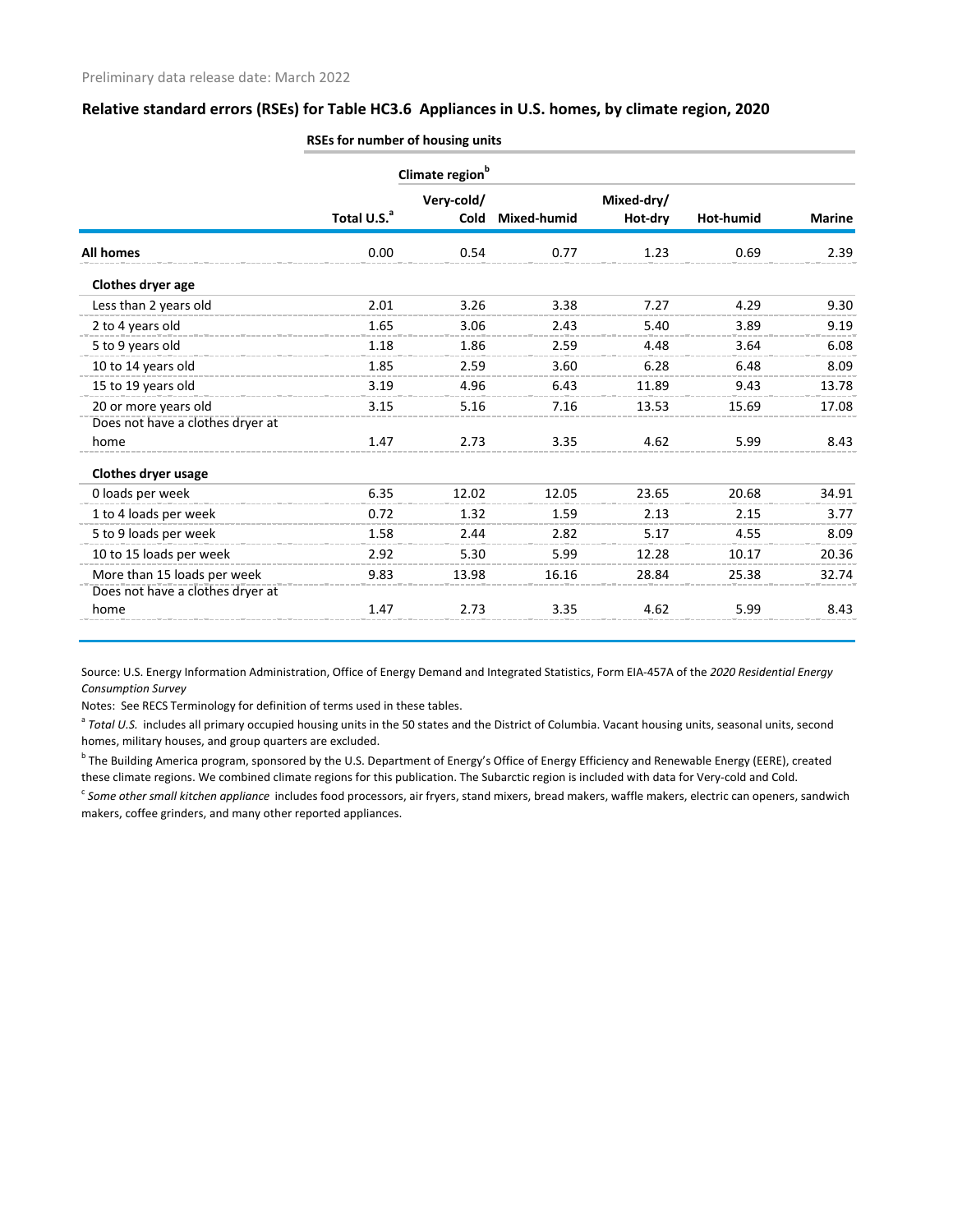Preliminary data release date: March 2022

## Relative standard errors (RSEs) for Table HC3.6 Appliances in U.S. homes, by climate region, 2020

| | RSEs for number of housing units | | | | | |
|---|---|---|---|---|---|---|
| | | Climate region[b] | | | | |
| | Total U.S.[a] | Very-cold/ Cold | Mixed-humid | Mixed-dry/ Hot-dry | Hot-humid | Marine |
| **All homes** | 0.00 | 0.54 | 0.77 | 1.23 | 0.69 | 2.39 |
| **Clothes dryer age** | | | | | | |
| Less than 2 years old | 2.01 | 3.26 | 3.38 | 7.27 | 4.29 | 9.30 |
| 2 to 4 years old | 1.65 | 3.06 | 2.43 | 5.40 | 3.89 | 9.19 |
| 5 to 9 years old | 1.18 | 1.86 | 2.59 | 4.48 | 3.64 | 6.08 |
| 10 to 14 years old | 1.85 | 2.59 | 3.60 | 6.28 | 6.48 | 8.09 |
| 15 to 19 years old | 3.19 | 4.96 | 6.43 | 11.89 | 9.43 | 13.78 |
| 20 or more years old | 3.15 | 5.16 | 7.16 | 13.53 | 15.69 | 17.08 |
| Does not have a clothes dryer at home | 1.47 | 2.73 | 3.35 | 4.62 | 5.99 | 8.43 |
| **Clothes dryer usage** | | | | | | |
| 0 loads per week | 6.35 | 12.02 | 12.05 | 23.65 | 20.68 | 34.91 |
| 1 to 4 loads per week | 0.72 | 1.32 | 1.59 | 2.13 | 2.15 | 3.77 |
| 5 to 9 loads per week | 1.58 | 2.44 | 2.82 | 5.17 | 4.55 | 8.09 |
| 10 to 15 loads per week | 2.92 | 5.30 | 5.99 | 12.28 | 10.17 | 20.36 |
| More than 15 loads per week | 9.83 | 13.98 | 16.16 | 28.84 | 25.38 | 32.74 |
| Does not have a clothes dryer at home | 1.47 | 2.73 | 3.35 | 4.62 | 5.99 | 8.43 |

Source: U.S. Energy Information Administration, Office of Energy Demand and Integrated Statistics, Form EIA-457A of the *2020 Residential Energy Consumption Survey*

Notes: See RECS Terminology for definition of terms used in these tables.

[a] *Total U.S.* includes all primary occupied housing units in the 50 states and the District of Columbia. Vacant housing units, seasonal units, second homes, military houses, and group quarters are excluded.

[b] The Building America program, sponsored by the U.S. Department of Energy's Office of Energy Efficiency and Renewable Energy (EERE), created these climate regions. We combined climate regions for this publication. The Subarctic region is included with data for Very-cold and Cold.

[c] *Some other small kitchen appliance* includes food processors, air fryers, stand mixers, bread makers, waffle makers, electric can openers, sandwich makers, coffee grinders, and many other reported appliances.